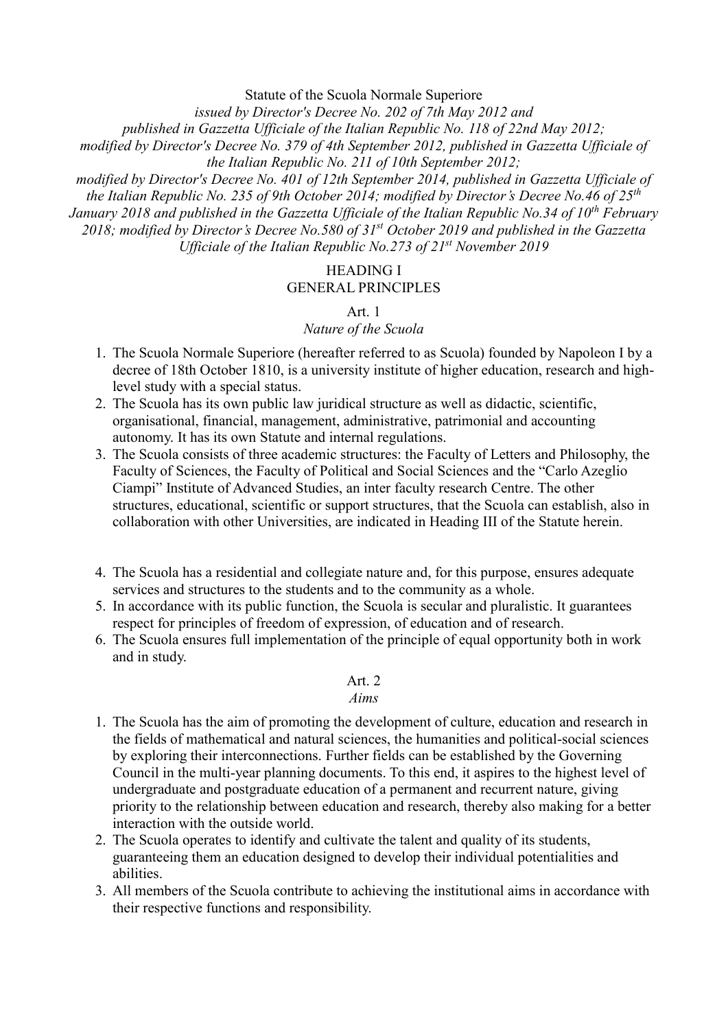# Statute of the Scuola Normale Superiore

*issued by Director's Decree No. 202 of 7th May 2012 and published in Gazzetta Ufficiale of the Italian Republic No. 118 of 22nd May 2012; modified by Director's Decree No. 379 of 4th September 2012, published in Gazzetta Ufficiale of the Italian Republic No. 211 of 10th September 2012; modified by Director's Decree No. 401 of 12th September 2014, published in Gazzetta Ufficiale of the Italian Republic No. 235 of 9th October 2014; modified by Director's Decree No.46 of 25th January 2018 and published in the Gazzetta Ufficiale of the Italian Republic No.34 of 10th February 2018; modified by Director's Decree No.580 of 31st October 2019 and published in the Gazzetta Ufficiale of the Italian Republic No.273 of 21st November 2019*

## HEADING I
## GENERAL PRINCIPLES

### Art. 1
*Nature of the Scuola*

1. The Scuola Normale Superiore (hereafter referred to as Scuola) founded by Napoleon I by a decree of 18th October 1810, is a university institute of higher education, research and high-level study with a special status.
2. The Scuola has its own public law juridical structure as well as didactic, scientific, organisational, financial, management, administrative, patrimonial and accounting autonomy. It has its own Statute and internal regulations.
3. The Scuola consists of three academic structures: the Faculty of Letters and Philosophy, the Faculty of Sciences, the Faculty of Political and Social Sciences and the "Carlo Azeglio Ciampi" Institute of Advanced Studies, an inter faculty research Centre. The other structures, educational, scientific or support structures, that the Scuola can establish, also in collaboration with other Universities, are indicated in Heading III of the Statute herein.
4. The Scuola has a residential and collegiate nature and, for this purpose, ensures adequate services and structures to the students and to the community as a whole.
5. In accordance with its public function, the Scuola is secular and pluralistic. It guarantees respect for principles of freedom of expression, of education and of research.
6. The Scuola ensures full implementation of the principle of equal opportunity both in work and in study.

### Art. 2
*Aims*

1. The Scuola has the aim of promoting the development of culture, education and research in the fields of mathematical and natural sciences, the humanities and political-social sciences by exploring their interconnections. Further fields can be established by the Governing Council in the multi-year planning documents. To this end, it aspires to the highest level of undergraduate and postgraduate education of a permanent and recurrent nature, giving priority to the relationship between education and research, thereby also making for a better interaction with the outside world.
2. The Scuola operates to identify and cultivate the talent and quality of its students, guaranteeing them an education designed to develop their individual potentialities and abilities.
3. All members of the Scuola contribute to achieving the institutional aims in accordance with their respective functions and responsibility.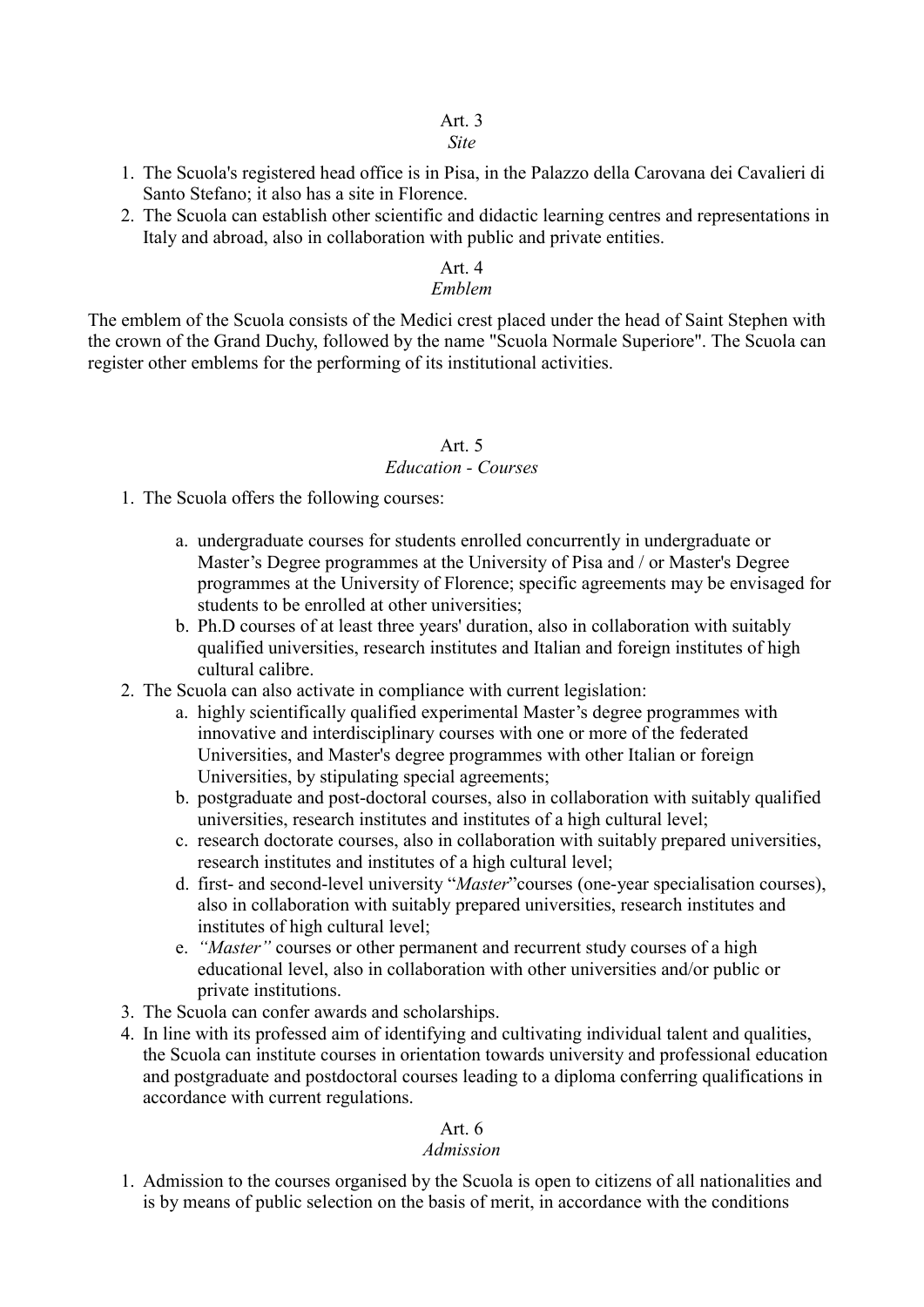## Art. 3

*Site*

1. The Scuola's registered head office is in Pisa, in the Palazzo della Carovana dei Cavalieri di Santo Stefano; it also has a site in Florence.
2. The Scuola can establish other scientific and didactic learning centres and representations in Italy and abroad, also in collaboration with public and private entities.

## Art. 4

*Emblem*

The emblem of the Scuola consists of the Medici crest placed under the head of Saint Stephen with the crown of the Grand Duchy, followed by the name "Scuola Normale Superiore". The Scuola can register other emblems for the performing of its institutional activities.

## Art. 5

*Education - Courses*

1. The Scuola offers the following courses:
   a. undergraduate courses for students enrolled concurrently in undergraduate or Master's Degree programmes at the University of Pisa and / or Master's Degree programmes at the University of Florence; specific agreements may be envisaged for students to be enrolled at other universities;
   b. Ph.D courses of at least three years' duration, also in collaboration with suitably qualified universities, research institutes and Italian and foreign institutes of high cultural calibre.
2. The Scuola can also activate in compliance with current legislation:
   a. highly scientifically qualified experimental Master's degree programmes with innovative and interdisciplinary courses with one or more of the federated Universities, and Master's degree programmes with other Italian or foreign Universities, by stipulating special agreements;
   b. postgraduate and post-doctoral courses, also in collaboration with suitably qualified universities, research institutes and institutes of a high cultural level;
   c. research doctorate courses, also in collaboration with suitably prepared universities, research institutes and institutes of a high cultural level;
   d. first- and second-level university "*Master*"courses (one-year specialisation courses), also in collaboration with suitably prepared universities, research institutes and institutes of high cultural level;
   e. *"Master"* courses or other permanent and recurrent study courses of a high educational level, also in collaboration with other universities and/or public or private institutions.
3. The Scuola can confer awards and scholarships.
4. In line with its professed aim of identifying and cultivating individual talent and qualities, the Scuola can institute courses in orientation towards university and professional education and postgraduate and postdoctoral courses leading to a diploma conferring qualifications in accordance with current regulations.

## Art. 6

*Admission*

1. Admission to the courses organised by the Scuola is open to citizens of all nationalities and is by means of public selection on the basis of merit, in accordance with the conditions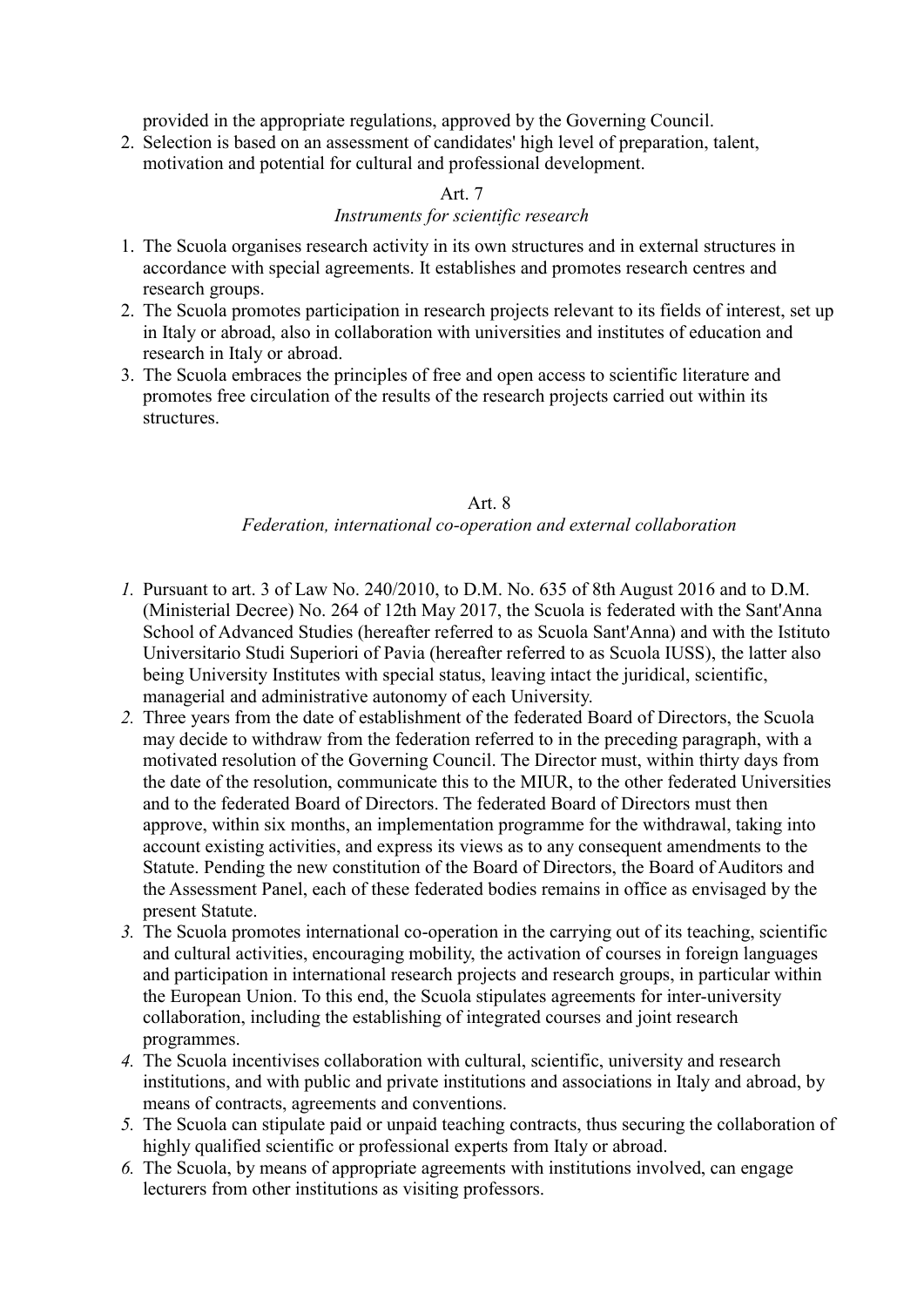provided in the appropriate regulations, approved by the Governing Council.

2. Selection is based on an assessment of candidates' high level of preparation, talent, motivation and potential for cultural and professional development.

### Art. 7

*Instruments for scientific research*

1. The Scuola organises research activity in its own structures and in external structures in accordance with special agreements. It establishes and promotes research centres and research groups.
2. The Scuola promotes participation in research projects relevant to its fields of interest, set up in Italy or abroad, also in collaboration with universities and institutes of education and research in Italy or abroad.
3. The Scuola embraces the principles of free and open access to scientific literature and promotes free circulation of the results of the research projects carried out within its structures.

### Art. 8

*Federation, international co-operation and external collaboration*

1. Pursuant to art. 3 of Law No. 240/2010, to D.M. No. 635 of 8th August 2016 and to D.M. (Ministerial Decree) No. 264 of 12th May 2017, the Scuola is federated with the Sant'Anna School of Advanced Studies (hereafter referred to as Scuola Sant'Anna) and with the Istituto Universitario Studi Superiori of Pavia (hereafter referred to as Scuola IUSS), the latter also being University Institutes with special status, leaving intact the juridical, scientific, managerial and administrative autonomy of each University.
2. Three years from the date of establishment of the federated Board of Directors, the Scuola may decide to withdraw from the federation referred to in the preceding paragraph, with a motivated resolution of the Governing Council. The Director must, within thirty days from the date of the resolution, communicate this to the MIUR, to the other federated Universities and to the federated Board of Directors. The federated Board of Directors must then approve, within six months, an implementation programme for the withdrawal, taking into account existing activities, and express its views as to any consequent amendments to the Statute. Pending the new constitution of the Board of Directors, the Board of Auditors and the Assessment Panel, each of these federated bodies remains in office as envisaged by the present Statute.
3. The Scuola promotes international co-operation in the carrying out of its teaching, scientific and cultural activities, encouraging mobility, the activation of courses in foreign languages and participation in international research projects and research groups, in particular within the European Union. To this end, the Scuola stipulates agreements for inter-university collaboration, including the establishing of integrated courses and joint research programmes.
4. The Scuola incentivises collaboration with cultural, scientific, university and research institutions, and with public and private institutions and associations in Italy and abroad, by means of contracts, agreements and conventions.
5. The Scuola can stipulate paid or unpaid teaching contracts, thus securing the collaboration of highly qualified scientific or professional experts from Italy or abroad.
6. The Scuola, by means of appropriate agreements with institutions involved, can engage lecturers from other institutions as visiting professors.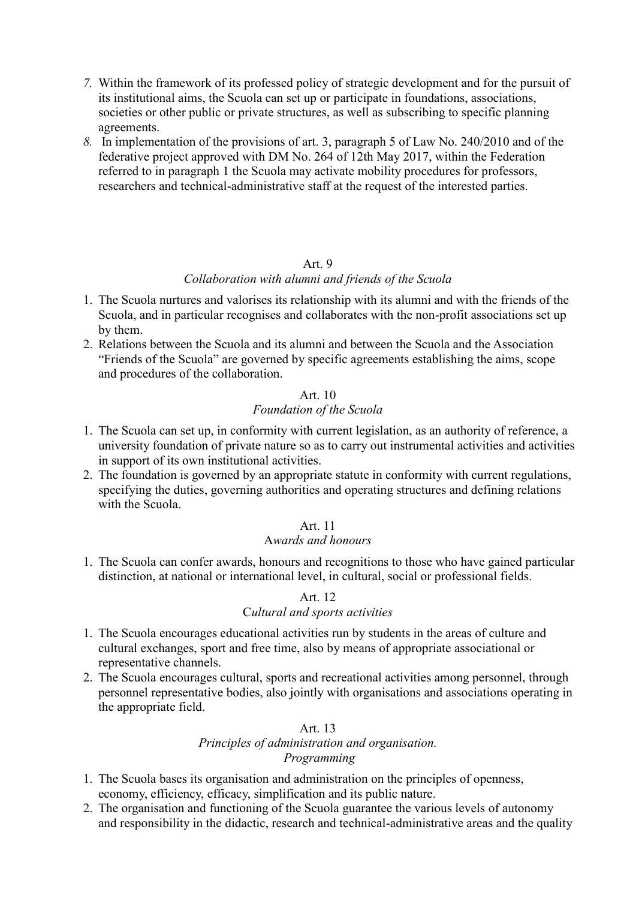7. Within the framework of its professed policy of strategic development and for the pursuit of its institutional aims, the Scuola can set up or participate in foundations, associations, societies or other public or private structures, as well as subscribing to specific planning agreements.
8. In implementation of the provisions of art. 3, paragraph 5 of Law No. 240/2010 and of the federative project approved with DM No. 264 of 12th May 2017, within the Federation referred to in paragraph 1 the Scuola may activate mobility procedures for professors, researchers and technical-administrative staff at the request of the interested parties.

### Art. 9
*Collaboration with alumni and friends of the Scuola*

1. The Scuola nurtures and valorises its relationship with its alumni and with the friends of the Scuola, and in particular recognises and collaborates with the non-profit associations set up by them.
2. Relations between the Scuola and its alumni and between the Scuola and the Association "Friends of the Scuola" are governed by specific agreements establishing the aims, scope and procedures of the collaboration.

### Art. 10
*Foundation of the Scuola*

1. The Scuola can set up, in conformity with current legislation, as an authority of reference, a university foundation of private nature so as to carry out instrumental activities and activities in support of its own institutional activities.
2. The foundation is governed by an appropriate statute in conformity with current regulations, specifying the duties, governing authorities and operating structures and defining relations with the Scuola.

### Art. 11
*Awards and honours*

1. The Scuola can confer awards, honours and recognitions to those who have gained particular distinction, at national or international level, in cultural, social or professional fields.

### Art. 12
*Cultural and sports activities*

1. The Scuola encourages educational activities run by students in the areas of culture and cultural exchanges, sport and free time, also by means of appropriate associational or representative channels.
2. The Scuola encourages cultural, sports and recreational activities among personnel, through personnel representative bodies, also jointly with organisations and associations operating in the appropriate field.

### Art. 13
*Principles of administration and organisation.*
*Programming*

1. The Scuola bases its organisation and administration on the principles of openness, economy, efficiency, efficacy, simplification and its public nature.
2. The organisation and functioning of the Scuola guarantee the various levels of autonomy and responsibility in the didactic, research and technical-administrative areas and the quality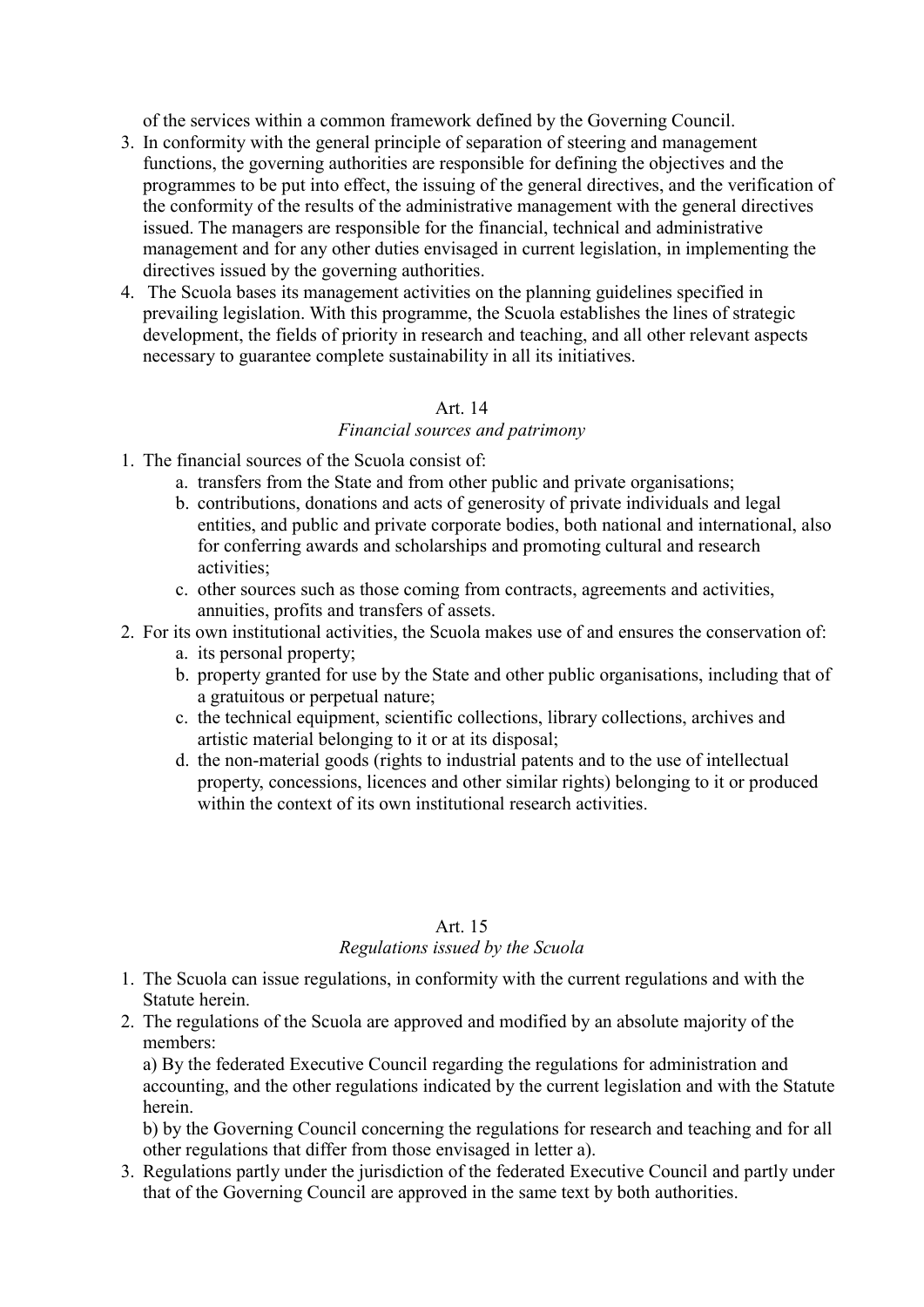of the services within a common framework defined by the Governing Council.

3. In conformity with the general principle of separation of steering and management functions, the governing authorities are responsible for defining the objectives and the programmes to be put into effect, the issuing of the general directives, and the verification of the conformity of the results of the administrative management with the general directives issued. The managers are responsible for the financial, technical and administrative management and for any other duties envisaged in current legislation, in implementing the directives issued by the governing authorities.
4. The Scuola bases its management activities on the planning guidelines specified in prevailing legislation. With this programme, the Scuola establishes the lines of strategic development, the fields of priority in research and teaching, and all other relevant aspects necessary to guarantee complete sustainability in all its initiatives.

### Art. 14

*Financial sources and patrimony*

1. The financial sources of the Scuola consist of:
   a. transfers from the State and from other public and private organisations;
   b. contributions, donations and acts of generosity of private individuals and legal entities, and public and private corporate bodies, both national and international, also for conferring awards and scholarships and promoting cultural and research activities;
   c. other sources such as those coming from contracts, agreements and activities, annuities, profits and transfers of assets.
2. For its own institutional activities, the Scuola makes use of and ensures the conservation of:
   a. its personal property;
   b. property granted for use by the State and other public organisations, including that of a gratuitous or perpetual nature;
   c. the technical equipment, scientific collections, library collections, archives and artistic material belonging to it or at its disposal;
   d. the non-material goods (rights to industrial patents and to the use of intellectual property, concessions, licences and other similar rights) belonging to it or produced within the context of its own institutional research activities.

### Art. 15

*Regulations issued by the Scuola*

1. The Scuola can issue regulations, in conformity with the current regulations and with the Statute herein.
2. The regulations of the Scuola are approved and modified by an absolute majority of the members:

   a) By the federated Executive Council regarding the regulations for administration and accounting, and the other regulations indicated by the current legislation and with the Statute herein.

   b) by the Governing Council concerning the regulations for research and teaching and for all other regulations that differ from those envisaged in letter a).
3. Regulations partly under the jurisdiction of the federated Executive Council and partly under that of the Governing Council are approved in the same text by both authorities.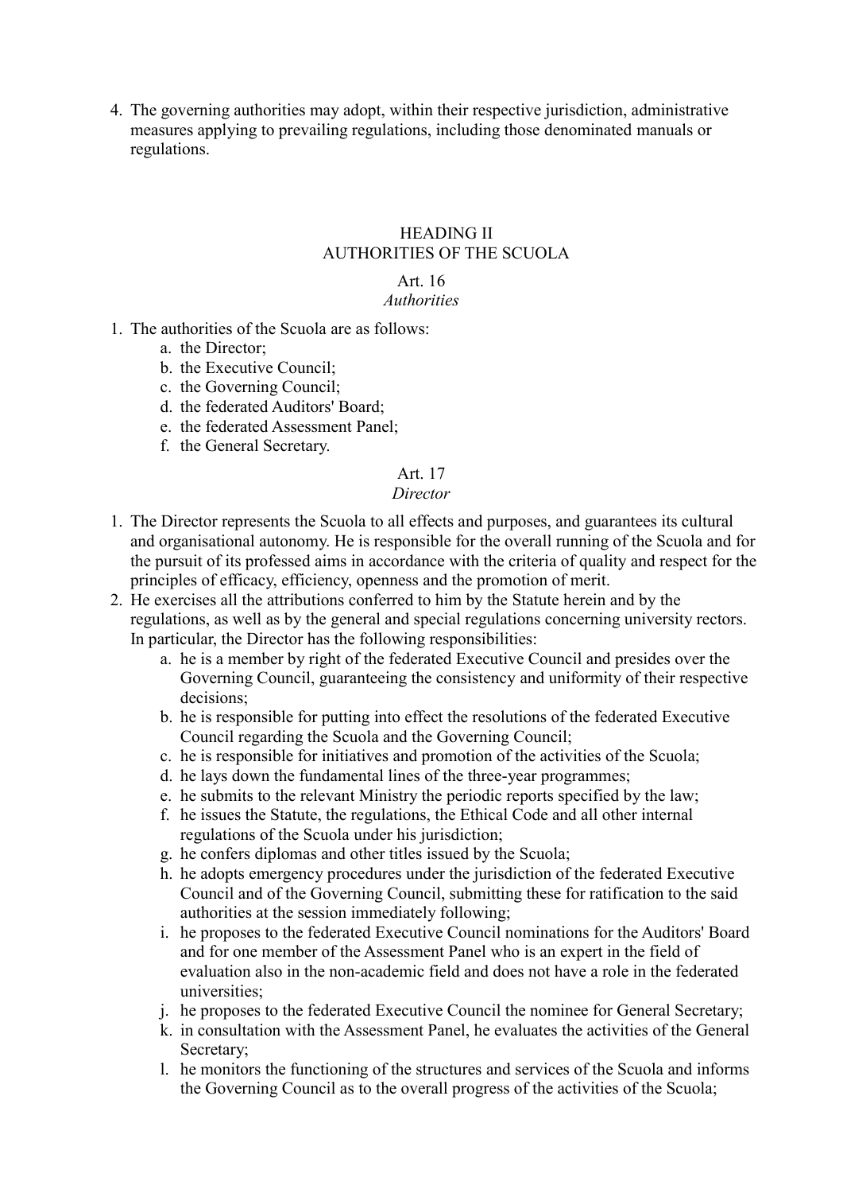4. The governing authorities may adopt, within their respective jurisdiction, administrative measures applying to prevailing regulations, including those denominated manuals or regulations.

## HEADING II
## AUTHORITIES OF THE SCUOLA

### Art. 16
*Authorities*

1. The authorities of the Scuola are as follows:
    a. the Director;
    b. the Executive Council;
    c. the Governing Council;
    d. the federated Auditors' Board;
    e. the federated Assessment Panel;
    f. the General Secretary.

### Art. 17
*Director*

1. The Director represents the Scuola to all effects and purposes, and guarantees its cultural and organisational autonomy. He is responsible for the overall running of the Scuola and for the pursuit of its professed aims in accordance with the criteria of quality and respect for the principles of efficacy, efficiency, openness and the promotion of merit.
2. He exercises all the attributions conferred to him by the Statute herein and by the regulations, as well as by the general and special regulations concerning university rectors. In particular, the Director has the following responsibilities:
    a. he is a member by right of the federated Executive Council and presides over the Governing Council, guaranteeing the consistency and uniformity of their respective decisions;
    b. he is responsible for putting into effect the resolutions of the federated Executive Council regarding the Scuola and the Governing Council;
    c. he is responsible for initiatives and promotion of the activities of the Scuola;
    d. he lays down the fundamental lines of the three-year programmes;
    e. he submits to the relevant Ministry the periodic reports specified by the law;
    f. he issues the Statute, the regulations, the Ethical Code and all other internal regulations of the Scuola under his jurisdiction;
    g. he confers diplomas and other titles issued by the Scuola;
    h. he adopts emergency procedures under the jurisdiction of the federated Executive Council and of the Governing Council, submitting these for ratification to the said authorities at the session immediately following;
    i. he proposes to the federated Executive Council nominations for the Auditors' Board and for one member of the Assessment Panel who is an expert in the field of evaluation also in the non-academic field and does not have a role in the federated universities;
    j. he proposes to the federated Executive Council the nominee for General Secretary;
    k. in consultation with the Assessment Panel, he evaluates the activities of the General Secretary;
    l. he monitors the functioning of the structures and services of the Scuola and informs the Governing Council as to the overall progress of the activities of the Scuola;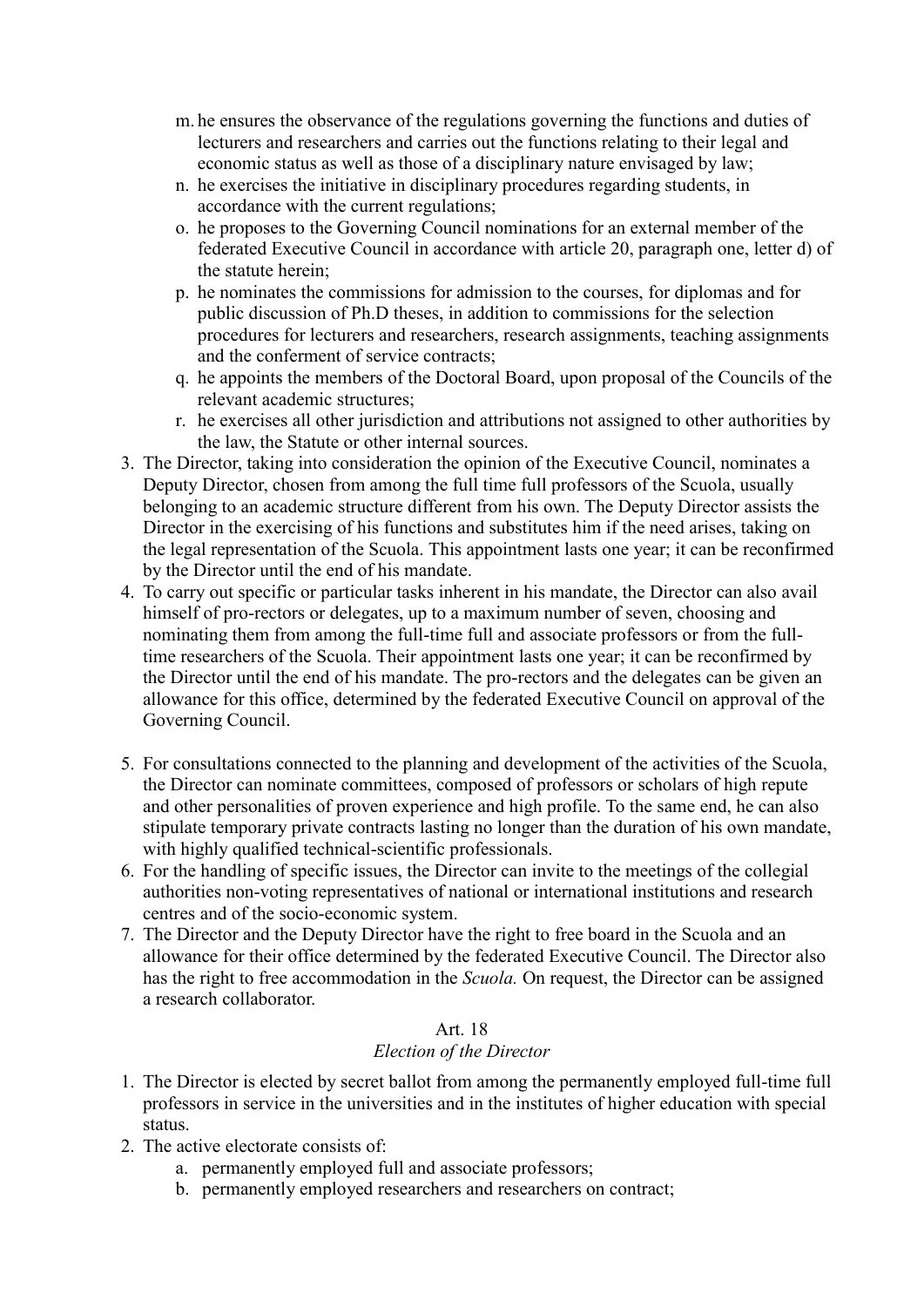m. he ensures the observance of the regulations governing the functions and duties of lecturers and researchers and carries out the functions relating to their legal and economic status as well as those of a disciplinary nature envisaged by law;
n. he exercises the initiative in disciplinary procedures regarding students, in accordance with the current regulations;
o. he proposes to the Governing Council nominations for an external member of the federated Executive Council in accordance with article 20, paragraph one, letter d) of the statute herein;
p. he nominates the commissions for admission to the courses, for diplomas and for public discussion of Ph.D theses, in addition to commissions for the selection procedures for lecturers and researchers, research assignments, teaching assignments and the conferment of service contracts;
q. he appoints the members of the Doctoral Board, upon proposal of the Councils of the relevant academic structures;
r. he exercises all other jurisdiction and attributions not assigned to other authorities by the law, the Statute or other internal sources.

3. The Director, taking into consideration the opinion of the Executive Council, nominates a Deputy Director, chosen from among the full time full professors of the Scuola, usually belonging to an academic structure different from his own. The Deputy Director assists the Director in the exercising of his functions and substitutes him if the need arises, taking on the legal representation of the Scuola. This appointment lasts one year; it can be reconfirmed by the Director until the end of his mandate.
4. To carry out specific or particular tasks inherent in his mandate, the Director can also avail himself of pro-rectors or delegates, up to a maximum number of seven, choosing and nominating them from among the full-time full and associate professors or from the full-time researchers of the Scuola. Their appointment lasts one year; it can be reconfirmed by the Director until the end of his mandate. The pro-rectors and the delegates can be given an allowance for this office, determined by the federated Executive Council on approval of the Governing Council.
5. For consultations connected to the planning and development of the activities of the Scuola, the Director can nominate committees, composed of professors or scholars of high repute and other personalities of proven experience and high profile. To the same end, he can also stipulate temporary private contracts lasting no longer than the duration of his own mandate, with highly qualified technical-scientific professionals.
6. For the handling of specific issues, the Director can invite to the meetings of the collegial authorities non-voting representatives of national or international institutions and research centres and of the socio-economic system.
7. The Director and the Deputy Director have the right to free board in the Scuola and an allowance for their office determined by the federated Executive Council. The Director also has the right to free accommodation in the *Scuola.* On request, the Director can be assigned a research collaborator.

Art. 18

*Election of the Director*

1. The Director is elected by secret ballot from among the permanently employed full-time full professors in service in the universities and in the institutes of higher education with special status.
2. The active electorate consists of:
    a. permanently employed full and associate professors;
    b. permanently employed researchers and researchers on contract;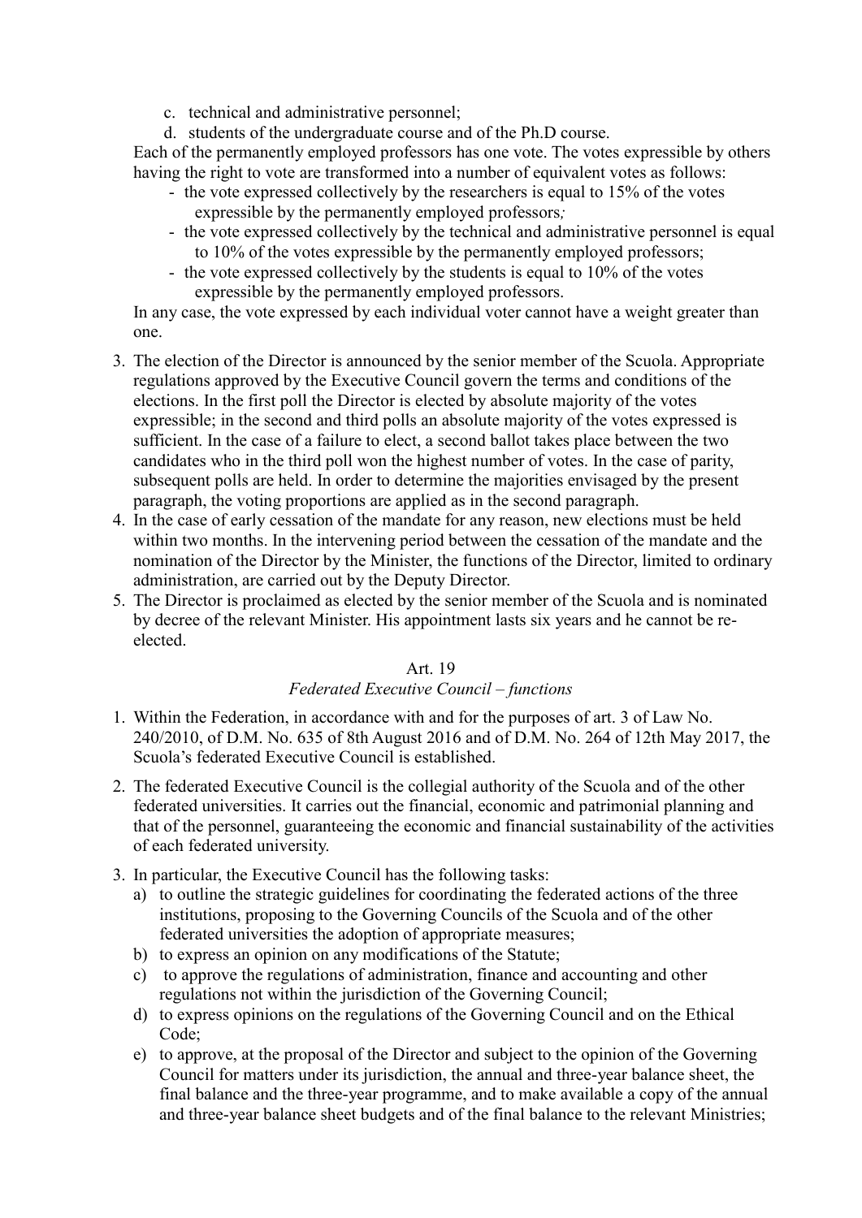c. technical and administrative personnel;
   d. students of the undergraduate course and of the Ph.D course.

   Each of the permanently employed professors has one vote. The votes expressible by others having the right to vote are transformed into a number of equivalent votes as follows:

   - the vote expressed collectively by the researchers is equal to 15% of the votes expressible by the permanently employed professors*;*
   - the vote expressed collectively by the technical and administrative personnel is equal to 10% of the votes expressible by the permanently employed professors;
   - the vote expressed collectively by the students is equal to 10% of the votes expressible by the permanently employed professors.

   In any case, the vote expressed by each individual voter cannot have a weight greater than one.

3. The election of the Director is announced by the senior member of the Scuola. Appropriate regulations approved by the Executive Council govern the terms and conditions of the elections. In the first poll the Director is elected by absolute majority of the votes expressible; in the second and third polls an absolute majority of the votes expressed is sufficient. In the case of a failure to elect, a second ballot takes place between the two candidates who in the third poll won the highest number of votes. In the case of parity, subsequent polls are held. In order to determine the majorities envisaged by the present paragraph, the voting proportions are applied as in the second paragraph.
4. In the case of early cessation of the mandate for any reason, new elections must be held within two months. In the intervening period between the cessation of the mandate and the nomination of the Director by the Minister, the functions of the Director, limited to ordinary administration, are carried out by the Deputy Director.
5. The Director is proclaimed as elected by the senior member of the Scuola and is nominated by decree of the relevant Minister. His appointment lasts six years and he cannot be re-elected.

### Art. 19
*Federated Executive Council – functions*

1. Within the Federation, in accordance with and for the purposes of art. 3 of Law No. 240/2010, of D.M. No. 635 of 8th August 2016 and of D.M. No. 264 of 12th May 2017, the Scuola's federated Executive Council is established.
2. The federated Executive Council is the collegial authority of the Scuola and of the other federated universities. It carries out the financial, economic and patrimonial planning and that of the personnel, guaranteeing the economic and financial sustainability of the activities of each federated university.
3. In particular, the Executive Council has the following tasks:
   a) to outline the strategic guidelines for coordinating the federated actions of the three institutions, proposing to the Governing Councils of the Scuola and of the other federated universities the adoption of appropriate measures;
   b) to express an opinion on any modifications of the Statute;
   c) to approve the regulations of administration, finance and accounting and other regulations not within the jurisdiction of the Governing Council;
   d) to express opinions on the regulations of the Governing Council and on the Ethical Code;
   e) to approve, at the proposal of the Director and subject to the opinion of the Governing Council for matters under its jurisdiction, the annual and three-year balance sheet, the final balance and the three-year programme, and to make available a copy of the annual and three-year balance sheet budgets and of the final balance to the relevant Ministries;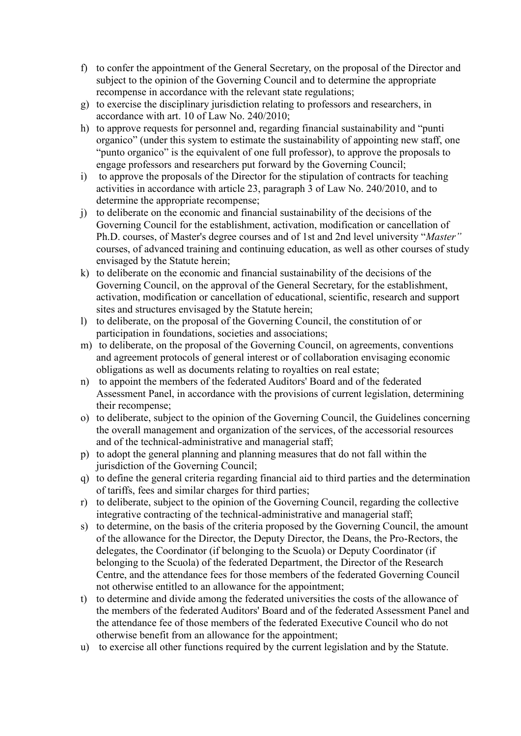f) to confer the appointment of the General Secretary, on the proposal of the Director and subject to the opinion of the Governing Council and to determine the appropriate recompense in accordance with the relevant state regulations;
g) to exercise the disciplinary jurisdiction relating to professors and researchers, in accordance with art. 10 of Law No. 240/2010;
h) to approve requests for personnel and, regarding financial sustainability and "punti organico" (under this system to estimate the sustainability of appointing new staff, one "punto organico" is the equivalent of one full professor), to approve the proposals to engage professors and researchers put forward by the Governing Council;
i) to approve the proposals of the Director for the stipulation of contracts for teaching activities in accordance with article 23, paragraph 3 of Law No. 240/2010, and to determine the appropriate recompense;
j) to deliberate on the economic and financial sustainability of the decisions of the Governing Council for the establishment, activation, modification or cancellation of Ph.D. courses, of Master's degree courses and of 1st and 2nd level university "*Master"* courses, of advanced training and continuing education, as well as other courses of study envisaged by the Statute herein;
k) to deliberate on the economic and financial sustainability of the decisions of the Governing Council, on the approval of the General Secretary, for the establishment, activation, modification or cancellation of educational, scientific, research and support sites and structures envisaged by the Statute herein;
l) to deliberate, on the proposal of the Governing Council, the constitution of or participation in foundations, societies and associations;
m) to deliberate, on the proposal of the Governing Council, on agreements, conventions and agreement protocols of general interest or of collaboration envisaging economic obligations as well as documents relating to royalties on real estate;
n) to appoint the members of the federated Auditors' Board and of the federated Assessment Panel, in accordance with the provisions of current legislation, determining their recompense;
o) to deliberate, subject to the opinion of the Governing Council, the Guidelines concerning the overall management and organization of the services, of the accessorial resources and of the technical-administrative and managerial staff;
p) to adopt the general planning and planning measures that do not fall within the jurisdiction of the Governing Council;
q) to define the general criteria regarding financial aid to third parties and the determination of tariffs, fees and similar charges for third parties;
r) to deliberate, subject to the opinion of the Governing Council, regarding the collective integrative contracting of the technical-administrative and managerial staff;
s) to determine, on the basis of the criteria proposed by the Governing Council, the amount of the allowance for the Director, the Deputy Director, the Deans, the Pro-Rectors, the delegates, the Coordinator (if belonging to the Scuola) or Deputy Coordinator (if belonging to the Scuola) of the federated Department, the Director of the Research Centre, and the attendance fees for those members of the federated Governing Council not otherwise entitled to an allowance for the appointment;
t) to determine and divide among the federated universities the costs of the allowance of the members of the federated Auditors' Board and of the federated Assessment Panel and the attendance fee of those members of the federated Executive Council who do not otherwise benefit from an allowance for the appointment;
u) to exercise all other functions required by the current legislation and by the Statute.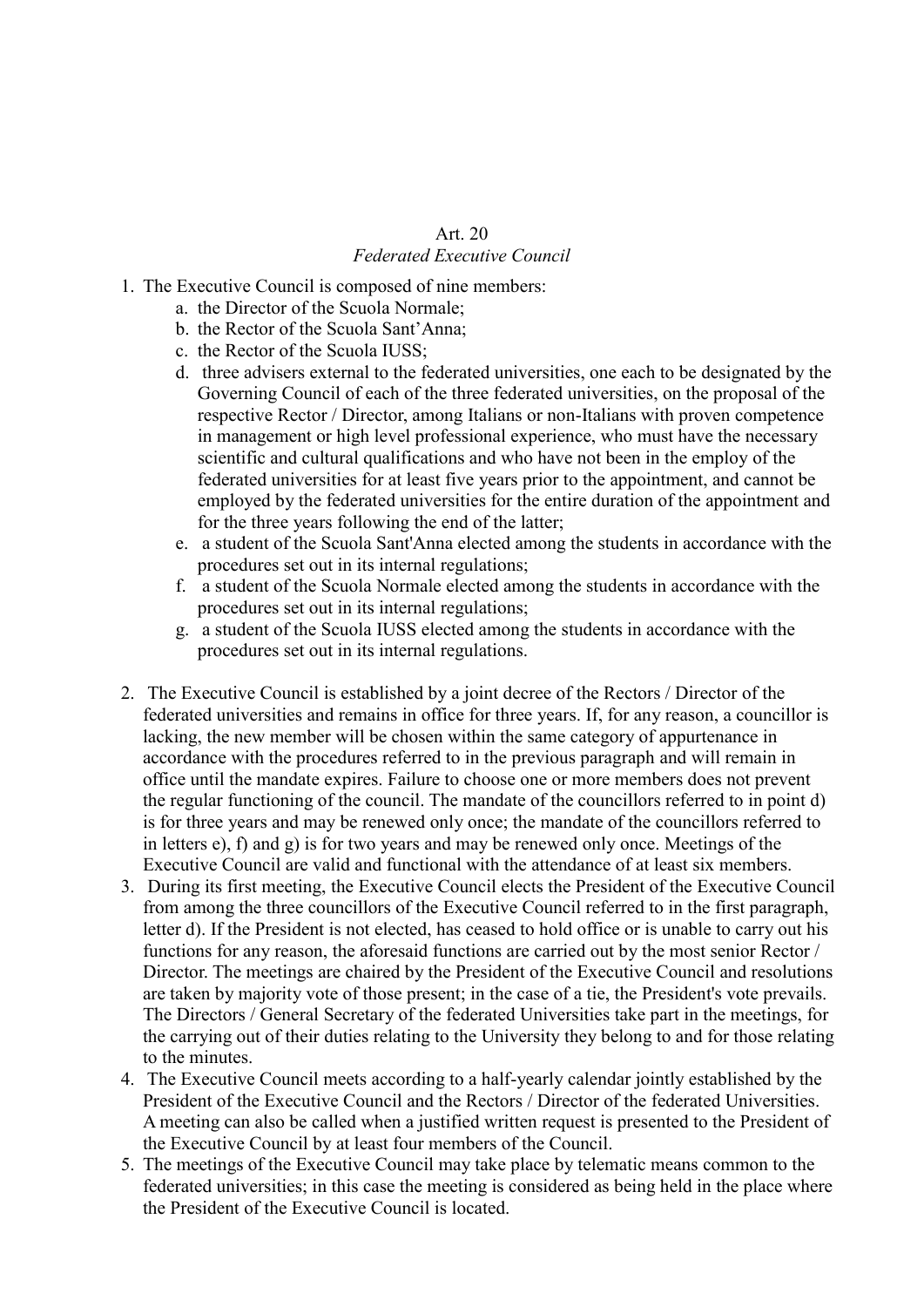# Art. 20

## *Federated Executive Council*

1. The Executive Council is composed of nine members:
   a. the Director of the Scuola Normale;
   b. the Rector of the Scuola Sant'Anna;
   c. the Rector of the Scuola IUSS;
   d. three advisers external to the federated universities, one each to be designated by the Governing Council of each of the three federated universities, on the proposal of the respective Rector / Director, among Italians or non-Italians with proven competence in management or high level professional experience, who must have the necessary scientific and cultural qualifications and who have not been in the employ of the federated universities for at least five years prior to the appointment, and cannot be employed by the federated universities for the entire duration of the appointment and for the three years following the end of the latter;
   e. a student of the Scuola Sant'Anna elected among the students in accordance with the procedures set out in its internal regulations;
   f. a student of the Scuola Normale elected among the students in accordance with the procedures set out in its internal regulations;
   g. a student of the Scuola IUSS elected among the students in accordance with the procedures set out in its internal regulations.

2. The Executive Council is established by a joint decree of the Rectors / Director of the federated universities and remains in office for three years. If, for any reason, a councillor is lacking, the new member will be chosen within the same category of appurtenance in accordance with the procedures referred to in the previous paragraph and will remain in office until the mandate expires. Failure to choose one or more members does not prevent the regular functioning of the council. The mandate of the councillors referred to in point d) is for three years and may be renewed only once; the mandate of the councillors referred to in letters e), f) and g) is for two years and may be renewed only once. Meetings of the Executive Council are valid and functional with the attendance of at least six members.
3. During its first meeting, the Executive Council elects the President of the Executive Council from among the three councillors of the Executive Council referred to in the first paragraph, letter d). If the President is not elected, has ceased to hold office or is unable to carry out his functions for any reason, the aforesaid functions are carried out by the most senior Rector / Director. The meetings are chaired by the President of the Executive Council and resolutions are taken by majority vote of those present; in the case of a tie, the President's vote prevails. The Directors / General Secretary of the federated Universities take part in the meetings, for the carrying out of their duties relating to the University they belong to and for those relating to the minutes.
4. The Executive Council meets according to a half-yearly calendar jointly established by the President of the Executive Council and the Rectors / Director of the federated Universities. A meeting can also be called when a justified written request is presented to the President of the Executive Council by at least four members of the Council.
5. The meetings of the Executive Council may take place by telematic means common to the federated universities; in this case the meeting is considered as being held in the place where the President of the Executive Council is located.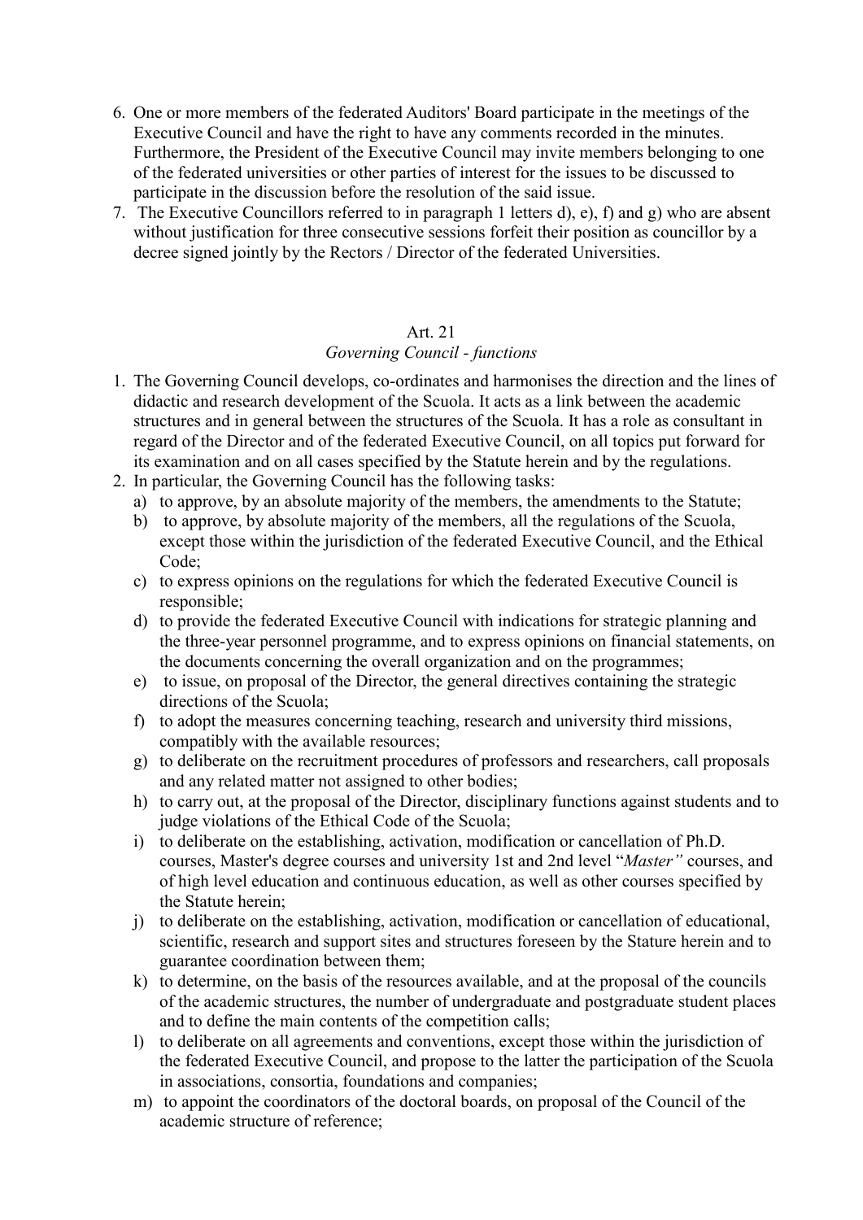6. One or more members of the federated Auditors' Board participate in the meetings of the Executive Council and have the right to have any comments recorded in the minutes. Furthermore, the President of the Executive Council may invite members belonging to one of the federated universities or other parties of interest for the issues to be discussed to participate in the discussion before the resolution of the said issue.
7. The Executive Councillors referred to in paragraph 1 letters d), e), f) and g) who are absent without justification for three consecutive sessions forfeit their position as councillor by a decree signed jointly by the Rectors / Director of the federated Universities.

## Art. 21

### *Governing Council - functions*

1. The Governing Council develops, co-ordinates and harmonises the direction and the lines of didactic and research development of the Scuola. It acts as a link between the academic structures and in general between the structures of the Scuola. It has a role as consultant in regard of the Director and of the federated Executive Council, on all topics put forward for its examination and on all cases specified by the Statute herein and by the regulations.
2. In particular, the Governing Council has the following tasks:
   a) to approve, by an absolute majority of the members, the amendments to the Statute;
   b) to approve, by absolute majority of the members, all the regulations of the Scuola, except those within the jurisdiction of the federated Executive Council, and the Ethical Code;
   c) to express opinions on the regulations for which the federated Executive Council is responsible;
   d) to provide the federated Executive Council with indications for strategic planning and the three-year personnel programme, and to express opinions on financial statements, on the documents concerning the overall organization and on the programmes;
   e) to issue, on proposal of the Director, the general directives containing the strategic directions of the Scuola;
   f) to adopt the measures concerning teaching, research and university third missions, compatibly with the available resources;
   g) to deliberate on the recruitment procedures of professors and researchers, call proposals and any related matter not assigned to other bodies;
   h) to carry out, at the proposal of the Director, disciplinary functions against students and to judge violations of the Ethical Code of the Scuola;
   i) to deliberate on the establishing, activation, modification or cancellation of Ph.D. courses, Master's degree courses and university 1st and 2nd level "*Master"* courses, and of high level education and continuous education, as well as other courses specified by the Statute herein;
   j) to deliberate on the establishing, activation, modification or cancellation of educational, scientific, research and support sites and structures foreseen by the Stature herein and to guarantee coordination between them;
   k) to determine, on the basis of the resources available, and at the proposal of the councils of the academic structures, the number of undergraduate and postgraduate student places and to define the main contents of the competition calls;
   l) to deliberate on all agreements and conventions, except those within the jurisdiction of the federated Executive Council, and propose to the latter the participation of the Scuola in associations, consortia, foundations and companies;
   m) to appoint the coordinators of the doctoral boards, on proposal of the Council of the academic structure of reference;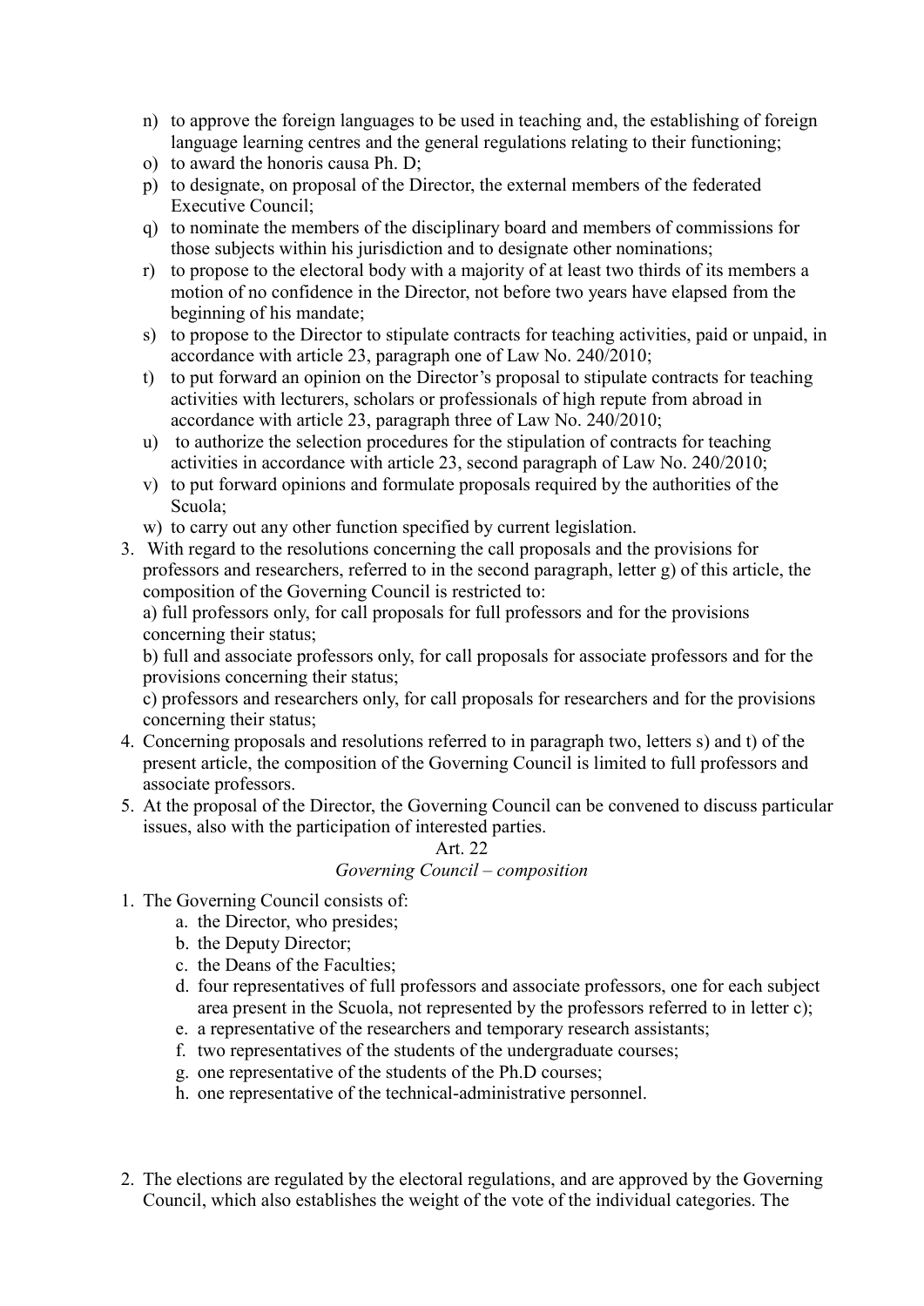n) to approve the foreign languages to be used in teaching and, the establishing of foreign language learning centres and the general regulations relating to their functioning;
o) to award the honoris causa Ph. D;
p) to designate, on proposal of the Director, the external members of the federated Executive Council;
q) to nominate the members of the disciplinary board and members of commissions for those subjects within his jurisdiction and to designate other nominations;
r) to propose to the electoral body with a majority of at least two thirds of its members a motion of no confidence in the Director, not before two years have elapsed from the beginning of his mandate;
s) to propose to the Director to stipulate contracts for teaching activities, paid or unpaid, in accordance with article 23, paragraph one of Law No. 240/2010;
t) to put forward an opinion on the Director's proposal to stipulate contracts for teaching activities with lecturers, scholars or professionals of high repute from abroad in accordance with article 23, paragraph three of Law No. 240/2010;
u) to authorize the selection procedures for the stipulation of contracts for teaching activities in accordance with article 23, second paragraph of Law No. 240/2010;
v) to put forward opinions and formulate proposals required by the authorities of the Scuola;
w) to carry out any other function specified by current legislation.

3. With regard to the resolutions concerning the call proposals and the provisions for professors and researchers, referred to in the second paragraph, letter g) of this article, the composition of the Governing Council is restricted to:
a) full professors only, for call proposals for full professors and for the provisions concerning their status;
b) full and associate professors only, for call proposals for associate professors and for the provisions concerning their status;
c) professors and researchers only, for call proposals for researchers and for the provisions concerning their status;
4. Concerning proposals and resolutions referred to in paragraph two, letters s) and t) of the present article, the composition of the Governing Council is limited to full professors and associate professors.
5. At the proposal of the Director, the Governing Council can be convened to discuss particular issues, also with the participation of interested parties.

Art. 22

*Governing Council – composition*

1. The Governing Council consists of:
   a. the Director, who presides;
   b. the Deputy Director;
   c. the Deans of the Faculties;
   d. four representatives of full professors and associate professors, one for each subject area present in the Scuola, not represented by the professors referred to in letter c);
   e. a representative of the researchers and temporary research assistants;
   f. two representatives of the students of the undergraduate courses;
   g. one representative of the students of the Ph.D courses;
   h. one representative of the technical-administrative personnel.

2. The elections are regulated by the electoral regulations, and are approved by the Governing Council, which also establishes the weight of the vote of the individual categories. The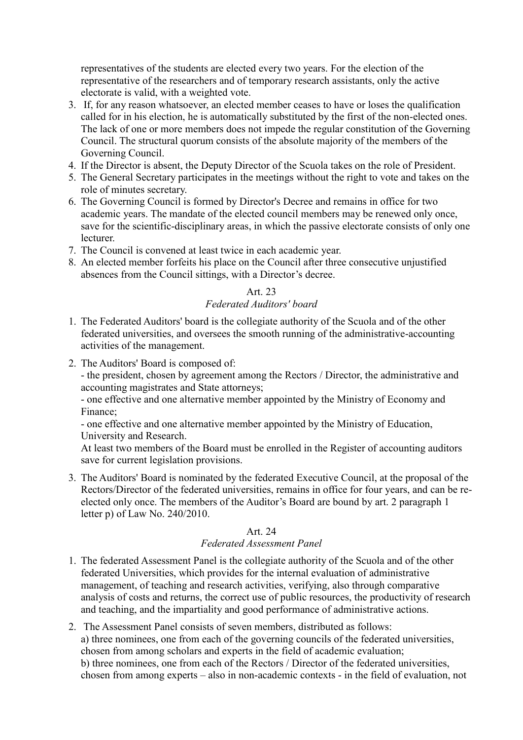representatives of the students are elected every two years. For the election of the representative of the researchers and of temporary research assistants, only the active electorate is valid, with a weighted vote.

3. If, for any reason whatsoever, an elected member ceases to have or loses the qualification called for in his election, he is automatically substituted by the first of the non-elected ones. The lack of one or more members does not impede the regular constitution of the Governing Council. The structural quorum consists of the absolute majority of the members of the Governing Council.
4. If the Director is absent, the Deputy Director of the Scuola takes on the role of President.
5. The General Secretary participates in the meetings without the right to vote and takes on the role of minutes secretary.
6. The Governing Council is formed by Director's Decree and remains in office for two academic years. The mandate of the elected council members may be renewed only once, save for the scientific-disciplinary areas, in which the passive electorate consists of only one lecturer.
7. The Council is convened at least twice in each academic year.
8. An elected member forfeits his place on the Council after three consecutive unjustified absences from the Council sittings, with a Director's decree.

### Art. 23
*Federated Auditors' board*

1. The Federated Auditors' board is the collegiate authority of the Scuola and of the other federated universities, and oversees the smooth running of the administrative-accounting activities of the management.
2. The Auditors' Board is composed of:
   - the president, chosen by agreement among the Rectors / Director, the administrative and accounting magistrates and State attorneys;
   - one effective and one alternative member appointed by the Ministry of Economy and Finance;
   - one effective and one alternative member appointed by the Ministry of Education, University and Research.

   At least two members of the Board must be enrolled in the Register of accounting auditors save for current legislation provisions.
3. The Auditors' Board is nominated by the federated Executive Council, at the proposal of the Rectors/Director of the federated universities, remains in office for four years, and can be re-elected only once. The members of the Auditor's Board are bound by art. 2 paragraph 1 letter p) of Law No. 240/2010.

### Art. 24
*Federated Assessment Panel*

1. The federated Assessment Panel is the collegiate authority of the Scuola and of the other federated Universities, which provides for the internal evaluation of administrative management, of teaching and research activities, verifying, also through comparative analysis of costs and returns, the correct use of public resources, the productivity of research and teaching, and the impartiality and good performance of administrative actions.
2. The Assessment Panel consists of seven members, distributed as follows:
   a) three nominees, one from each of the governing councils of the federated universities, chosen from among scholars and experts in the field of academic evaluation;
   b) three nominees, one from each of the Rectors / Director of the federated universities, chosen from among experts – also in non-academic contexts - in the field of evaluation, not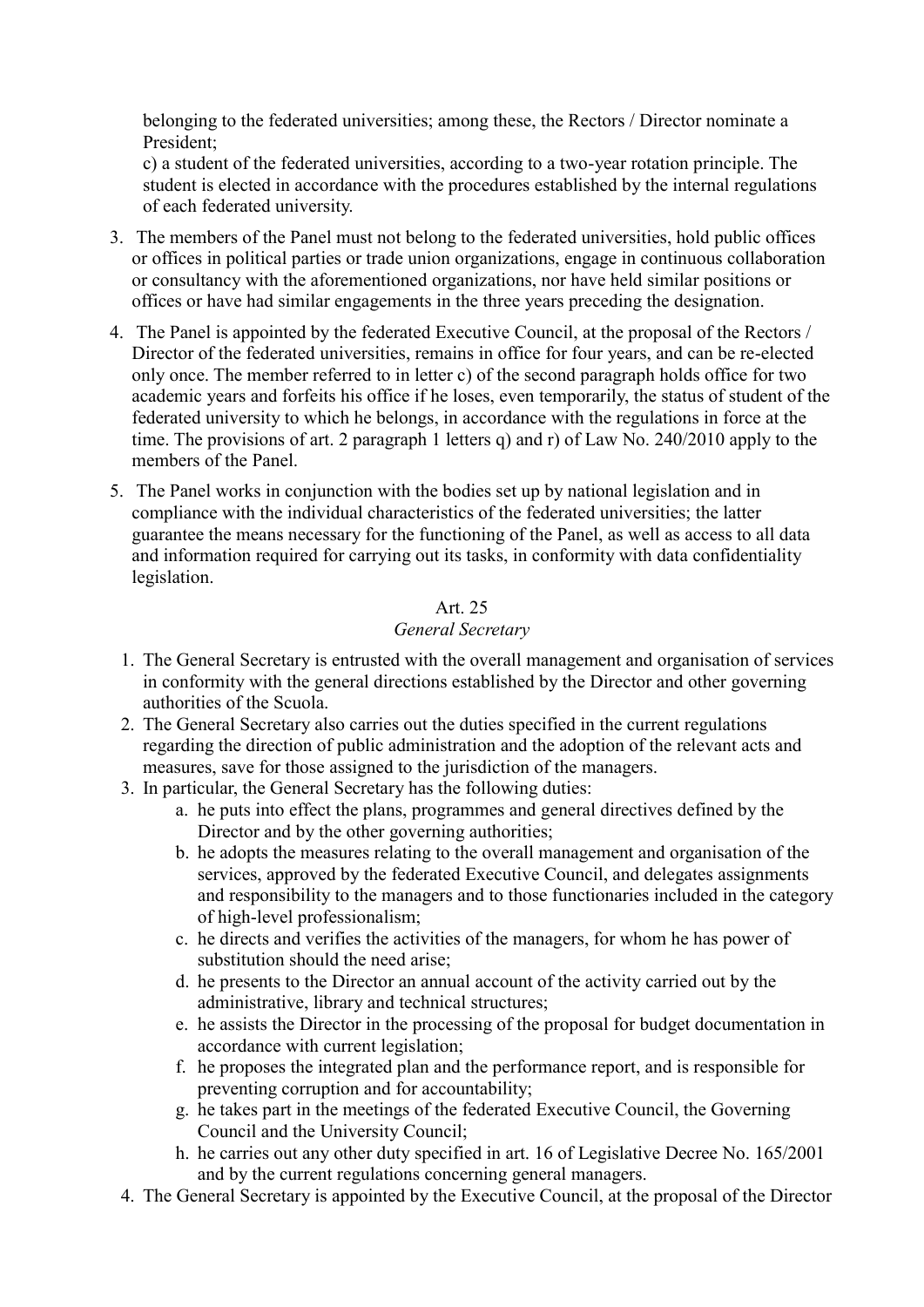belonging to the federated universities; among these, the Rectors / Director nominate a President;

c) a student of the federated universities, according to a two-year rotation principle. The student is elected in accordance with the procedures established by the internal regulations of each federated university.

3. The members of the Panel must not belong to the federated universities, hold public offices or offices in political parties or trade union organizations, engage in continuous collaboration or consultancy with the aforementioned organizations, nor have held similar positions or offices or have had similar engagements in the three years preceding the designation.
4. The Panel is appointed by the federated Executive Council, at the proposal of the Rectors / Director of the federated universities, remains in office for four years, and can be re-elected only once. The member referred to in letter c) of the second paragraph holds office for two academic years and forfeits his office if he loses, even temporarily, the status of student of the federated university to which he belongs, in accordance with the regulations in force at the time. The provisions of art. 2 paragraph 1 letters q) and r) of Law No. 240/2010 apply to the members of the Panel.
5. The Panel works in conjunction with the bodies set up by national legislation and in compliance with the individual characteristics of the federated universities; the latter guarantee the means necessary for the functioning of the Panel, as well as access to all data and information required for carrying out its tasks, in conformity with data confidentiality legislation.

### Art. 25
### *General Secretary*

1. The General Secretary is entrusted with the overall management and organisation of services in conformity with the general directions established by the Director and other governing authorities of the Scuola.
2. The General Secretary also carries out the duties specified in the current regulations regarding the direction of public administration and the adoption of the relevant acts and measures, save for those assigned to the jurisdiction of the managers.
3. In particular, the General Secretary has the following duties:
   a. he puts into effect the plans, programmes and general directives defined by the Director and by the other governing authorities;
   b. he adopts the measures relating to the overall management and organisation of the services, approved by the federated Executive Council, and delegates assignments and responsibility to the managers and to those functionaries included in the category of high-level professionalism;
   c. he directs and verifies the activities of the managers, for whom he has power of substitution should the need arise;
   d. he presents to the Director an annual account of the activity carried out by the administrative, library and technical structures;
   e. he assists the Director in the processing of the proposal for budget documentation in accordance with current legislation;
   f. he proposes the integrated plan and the performance report, and is responsible for preventing corruption and for accountability;
   g. he takes part in the meetings of the federated Executive Council, the Governing Council and the University Council;
   h. he carries out any other duty specified in art. 16 of Legislative Decree No. 165/2001 and by the current regulations concerning general managers.
4. The General Secretary is appointed by the Executive Council, at the proposal of the Director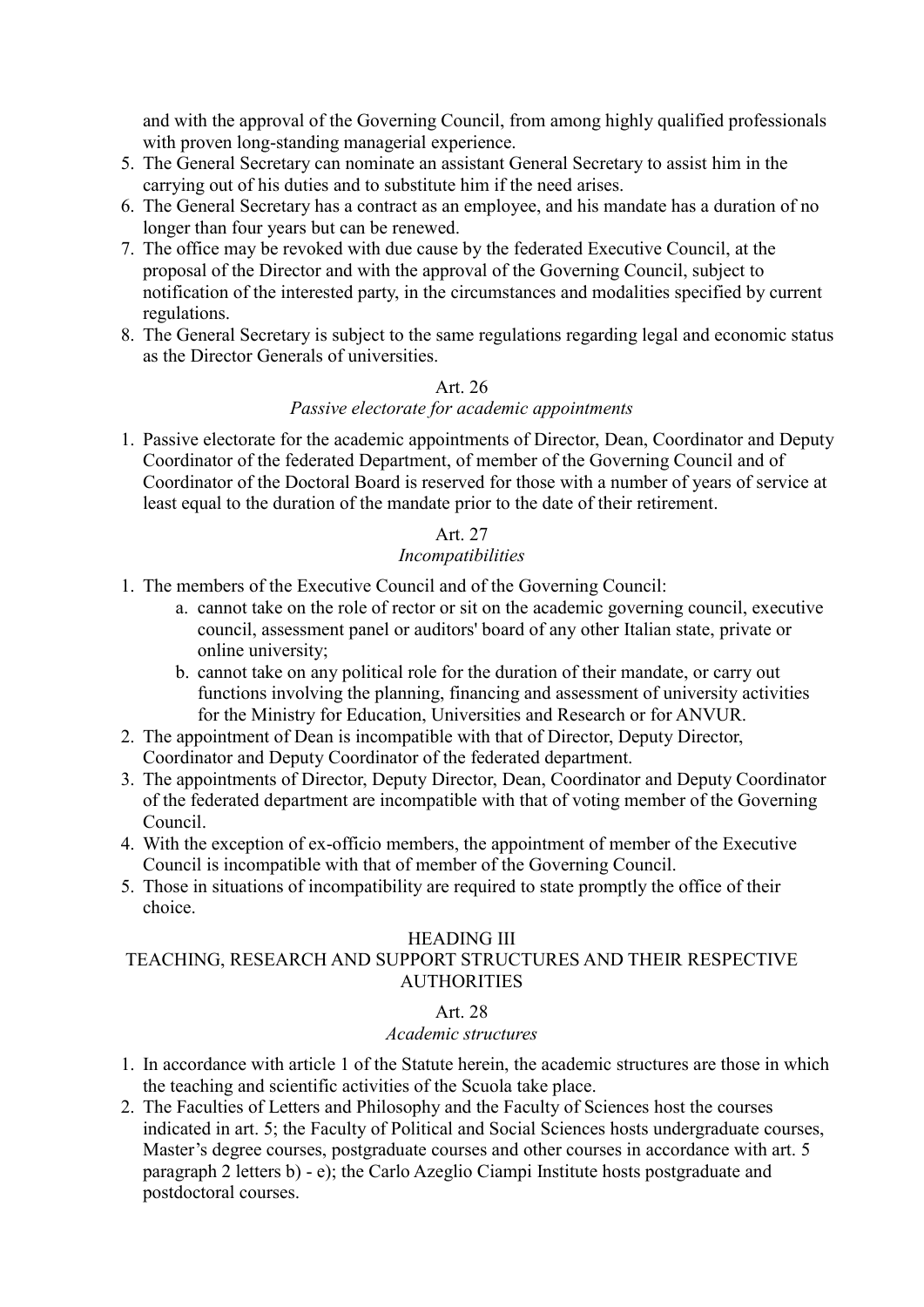and with the approval of the Governing Council, from among highly qualified professionals with proven long-standing managerial experience.

5. The General Secretary can nominate an assistant General Secretary to assist him in the carrying out of his duties and to substitute him if the need arises.
6. The General Secretary has a contract as an employee, and his mandate has a duration of no longer than four years but can be renewed.
7. The office may be revoked with due cause by the federated Executive Council, at the proposal of the Director and with the approval of the Governing Council, subject to notification of the interested party, in the circumstances and modalities specified by current regulations.
8. The General Secretary is subject to the same regulations regarding legal and economic status as the Director Generals of universities.

### Art. 26
*Passive electorate for academic appointments*

1. Passive electorate for the academic appointments of Director, Dean, Coordinator and Deputy Coordinator of the federated Department, of member of the Governing Council and of Coordinator of the Doctoral Board is reserved for those with a number of years of service at least equal to the duration of the mandate prior to the date of their retirement.

### Art. 27
*Incompatibilities*

1. The members of the Executive Council and of the Governing Council:
   a. cannot take on the role of rector or sit on the academic governing council, executive council, assessment panel or auditors' board of any other Italian state, private or online university;
   b. cannot take on any political role for the duration of their mandate, or carry out functions involving the planning, financing and assessment of university activities for the Ministry for Education, Universities and Research or for ANVUR.
2. The appointment of Dean is incompatible with that of Director, Deputy Director, Coordinator and Deputy Coordinator of the federated department.
3. The appointments of Director, Deputy Director, Dean, Coordinator and Deputy Coordinator of the federated department are incompatible with that of voting member of the Governing Council.
4. With the exception of ex-officio members, the appointment of member of the Executive Council is incompatible with that of member of the Governing Council.
5. Those in situations of incompatibility are required to state promptly the office of their choice.

## HEADING III
## TEACHING, RESEARCH AND SUPPORT STRUCTURES AND THEIR RESPECTIVE AUTHORITIES

### Art. 28
*Academic structures*

1. In accordance with article 1 of the Statute herein, the academic structures are those in which the teaching and scientific activities of the Scuola take place.
2. The Faculties of Letters and Philosophy and the Faculty of Sciences host the courses indicated in art. 5; the Faculty of Political and Social Sciences hosts undergraduate courses, Master's degree courses, postgraduate courses and other courses in accordance with art. 5 paragraph 2 letters b) - e); the Carlo Azeglio Ciampi Institute hosts postgraduate and postdoctoral courses.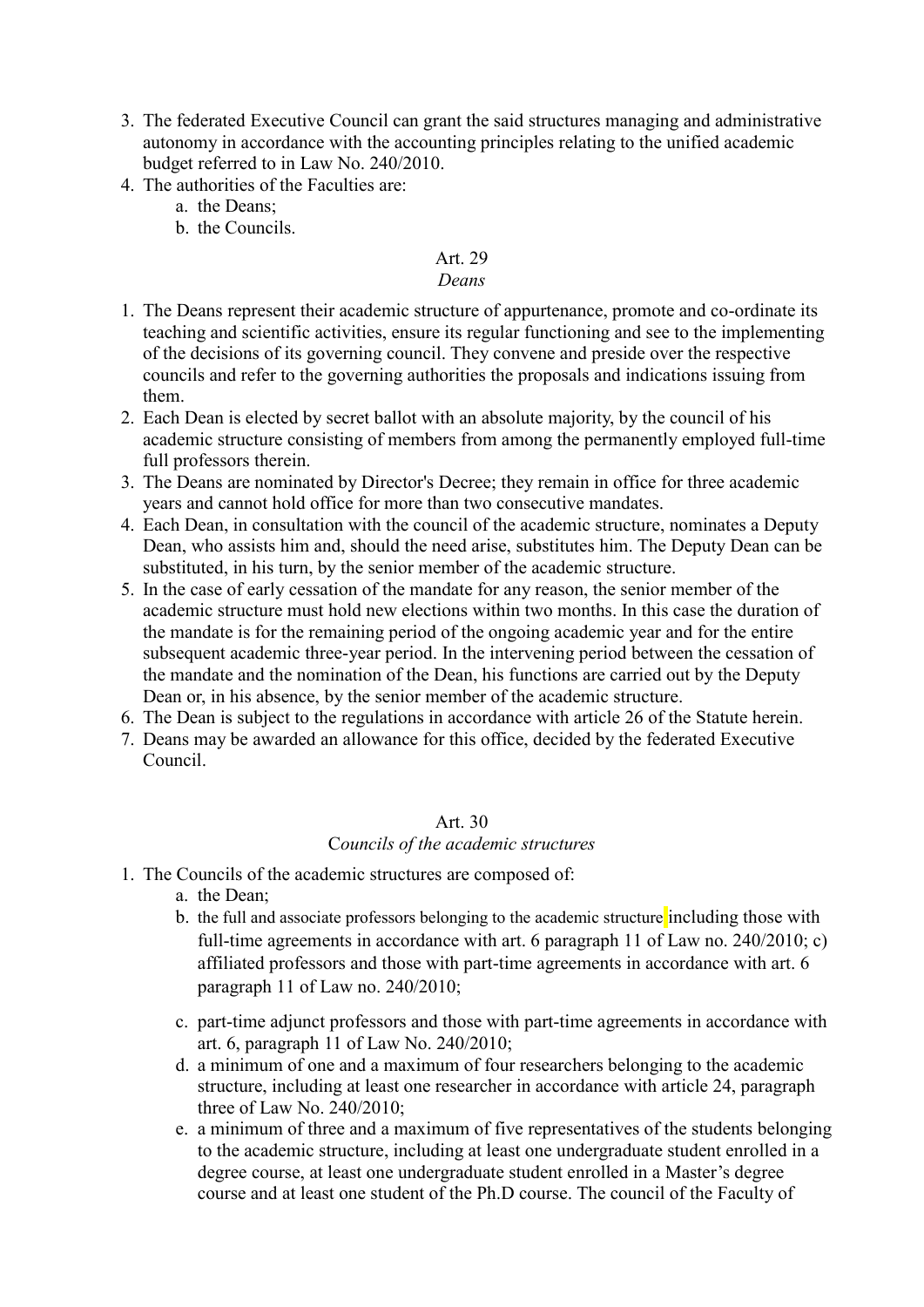3. The federated Executive Council can grant the said structures managing and administrative autonomy in accordance with the accounting principles relating to the unified academic budget referred to in Law No. 240/2010.
4. The authorities of the Faculties are:
   a. the Deans;
   b. the Councils.

Art. 29

*Deans*

1. The Deans represent their academic structure of appurtenance, promote and co-ordinate its teaching and scientific activities, ensure its regular functioning and see to the implementing of the decisions of its governing council. They convene and preside over the respective councils and refer to the governing authorities the proposals and indications issuing from them.
2. Each Dean is elected by secret ballot with an absolute majority, by the council of his academic structure consisting of members from among the permanently employed full-time full professors therein.
3. The Deans are nominated by Director's Decree; they remain in office for three academic years and cannot hold office for more than two consecutive mandates.
4. Each Dean, in consultation with the council of the academic structure, nominates a Deputy Dean, who assists him and, should the need arise, substitutes him. The Deputy Dean can be substituted, in his turn, by the senior member of the academic structure.
5. In the case of early cessation of the mandate for any reason, the senior member of the academic structure must hold new elections within two months. In this case the duration of the mandate is for the remaining period of the ongoing academic year and for the entire subsequent academic three-year period. In the intervening period between the cessation of the mandate and the nomination of the Dean, his functions are carried out by the Deputy Dean or, in his absence, by the senior member of the academic structure.
6. The Dean is subject to the regulations in accordance with article 26 of the Statute herein.
7. Deans may be awarded an allowance for this office, decided by the federated Executive Council.

Art. 30

*Councils of the academic structures*

1. The Councils of the academic structures are composed of:
   a. the Dean;
   b. the full and associate professors belonging to the academic structure including those with full-time agreements in accordance with art. 6 paragraph 11 of Law no. 240/2010; c) affiliated professors and those with part-time agreements in accordance with art. 6 paragraph 11 of Law no. 240/2010;
   c. part-time adjunct professors and those with part-time agreements in accordance with art. 6, paragraph 11 of Law No. 240/2010;
   d. a minimum of one and a maximum of four researchers belonging to the academic structure, including at least one researcher in accordance with article 24, paragraph three of Law No. 240/2010;
   e. a minimum of three and a maximum of five representatives of the students belonging to the academic structure, including at least one undergraduate student enrolled in a degree course, at least one undergraduate student enrolled in a Master's degree course and at least one student of the Ph.D course. The council of the Faculty of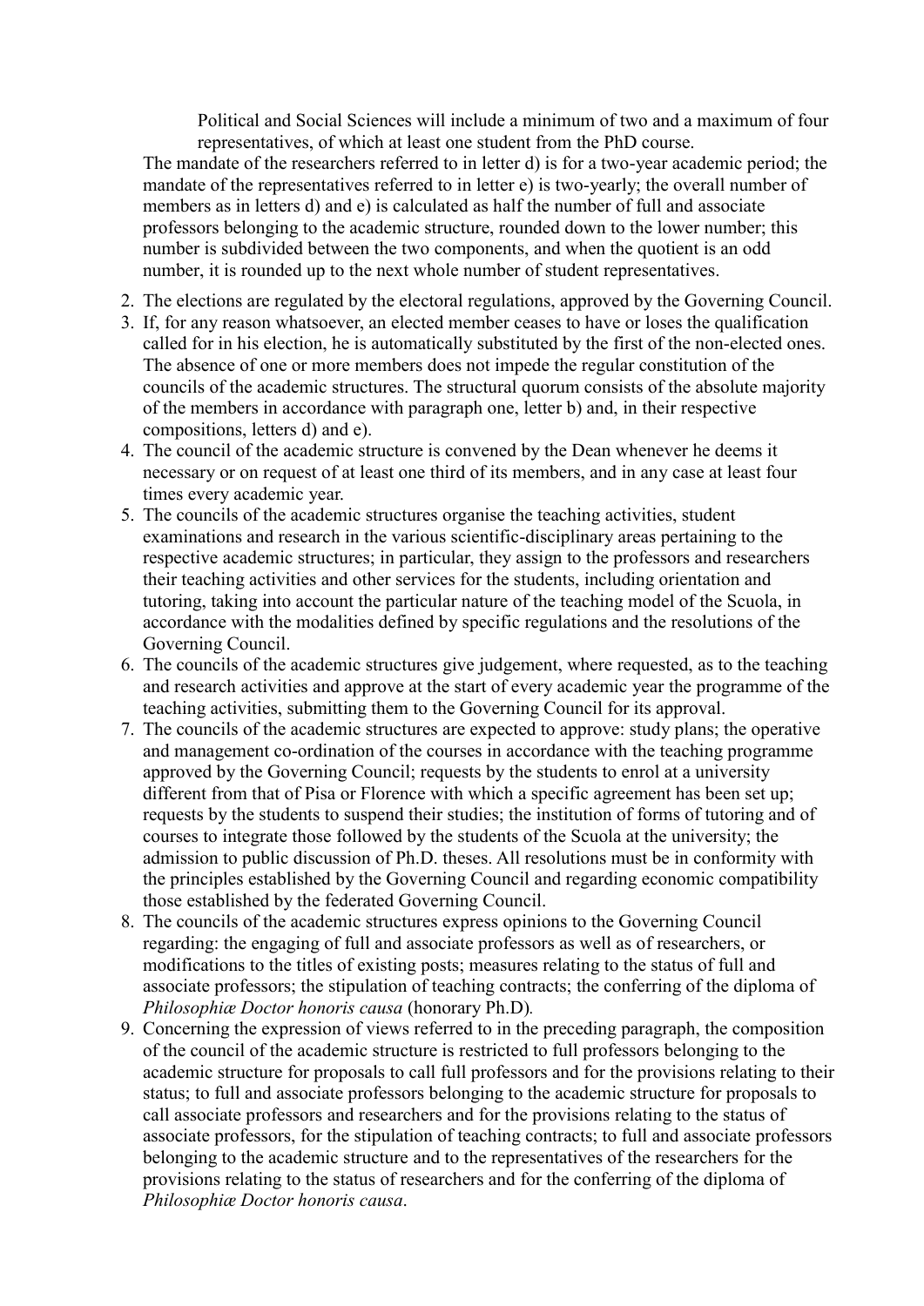Political and Social Sciences will include a minimum of two and a maximum of four representatives, of which at least one student from the PhD course.

The mandate of the researchers referred to in letter d) is for a two-year academic period; the mandate of the representatives referred to in letter e) is two-yearly; the overall number of members as in letters d) and e) is calculated as half the number of full and associate professors belonging to the academic structure, rounded down to the lower number; this number is subdivided between the two components, and when the quotient is an odd number, it is rounded up to the next whole number of student representatives.

2. The elections are regulated by the electoral regulations, approved by the Governing Council.
3. If, for any reason whatsoever, an elected member ceases to have or loses the qualification called for in his election, he is automatically substituted by the first of the non-elected ones. The absence of one or more members does not impede the regular constitution of the councils of the academic structures. The structural quorum consists of the absolute majority of the members in accordance with paragraph one, letter b) and, in their respective compositions, letters d) and e).
4. The council of the academic structure is convened by the Dean whenever he deems it necessary or on request of at least one third of its members, and in any case at least four times every academic year.
5. The councils of the academic structures organise the teaching activities, student examinations and research in the various scientific-disciplinary areas pertaining to the respective academic structures; in particular, they assign to the professors and researchers their teaching activities and other services for the students, including orientation and tutoring, taking into account the particular nature of the teaching model of the Scuola, in accordance with the modalities defined by specific regulations and the resolutions of the Governing Council.
6. The councils of the academic structures give judgement, where requested, as to the teaching and research activities and approve at the start of every academic year the programme of the teaching activities, submitting them to the Governing Council for its approval.
7. The councils of the academic structures are expected to approve: study plans; the operative and management co-ordination of the courses in accordance with the teaching programme approved by the Governing Council; requests by the students to enrol at a university different from that of Pisa or Florence with which a specific agreement has been set up; requests by the students to suspend their studies; the institution of forms of tutoring and of courses to integrate those followed by the students of the Scuola at the university; the admission to public discussion of Ph.D. theses. All resolutions must be in conformity with the principles established by the Governing Council and regarding economic compatibility those established by the federated Governing Council.
8. The councils of the academic structures express opinions to the Governing Council regarding: the engaging of full and associate professors as well as of researchers, or modifications to the titles of existing posts; measures relating to the status of full and associate professors; the stipulation of teaching contracts; the conferring of the diploma of *Philosophiæ Doctor honoris causa* (honorary Ph.D).
9. Concerning the expression of views referred to in the preceding paragraph, the composition of the council of the academic structure is restricted to full professors belonging to the academic structure for proposals to call full professors and for the provisions relating to their status; to full and associate professors belonging to the academic structure for proposals to call associate professors and researchers and for the provisions relating to the status of associate professors, for the stipulation of teaching contracts; to full and associate professors belonging to the academic structure and to the representatives of the researchers for the provisions relating to the status of researchers and for the conferring of the diploma of *Philosophiæ Doctor honoris causa*.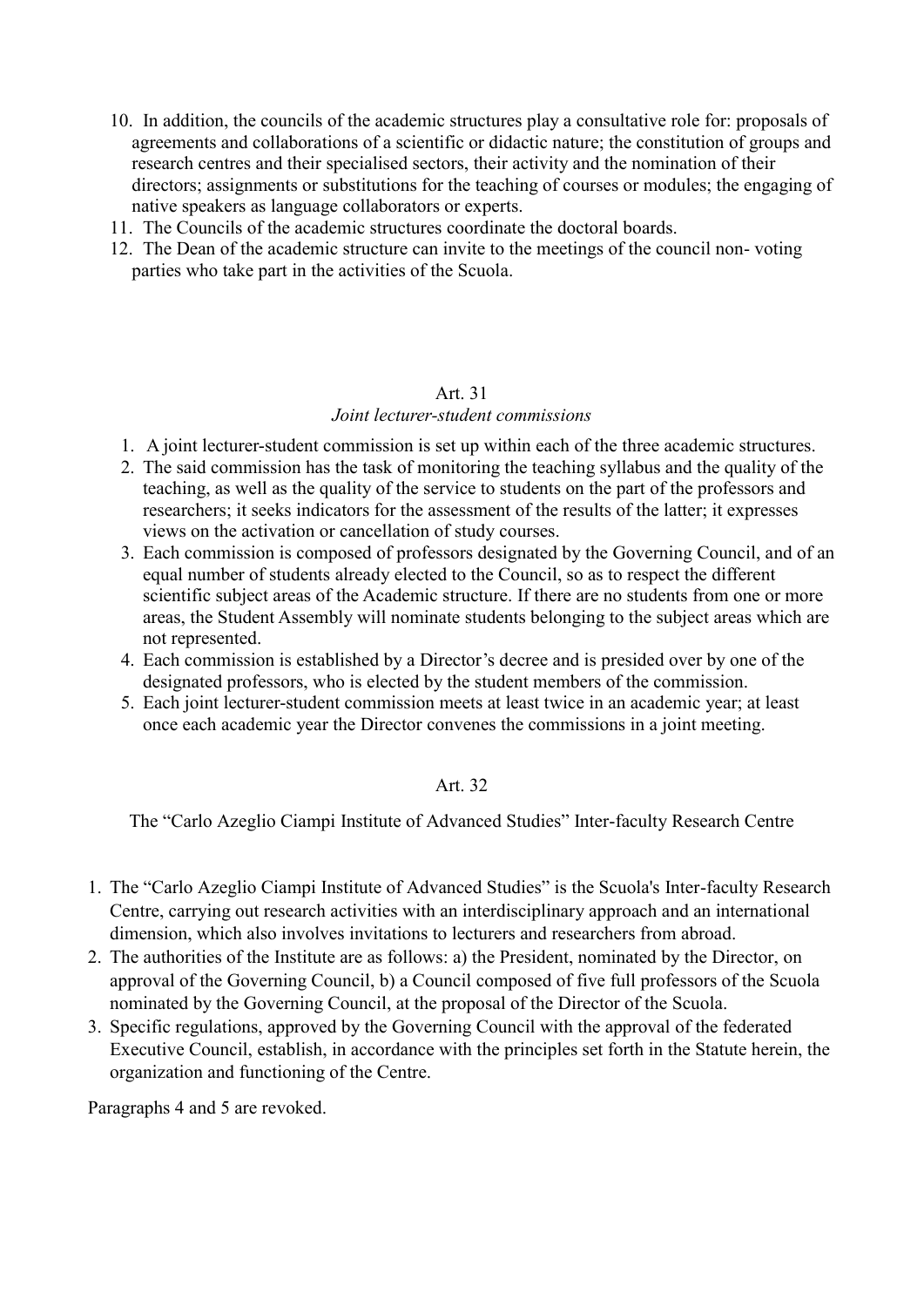10. In addition, the councils of the academic structures play a consultative role for: proposals of agreements and collaborations of a scientific or didactic nature; the constitution of groups and research centres and their specialised sectors, their activity and the nomination of their directors; assignments or substitutions for the teaching of courses or modules; the engaging of native speakers as language collaborators or experts.
11. The Councils of the academic structures coordinate the doctoral boards.
12. The Dean of the academic structure can invite to the meetings of the council non- voting parties who take part in the activities of the Scuola.

## Art. 31

### *Joint lecturer-student commissions*

1. A joint lecturer-student commission is set up within each of the three academic structures.
2. The said commission has the task of monitoring the teaching syllabus and the quality of the teaching, as well as the quality of the service to students on the part of the professors and researchers; it seeks indicators for the assessment of the results of the latter; it expresses views on the activation or cancellation of study courses.
3. Each commission is composed of professors designated by the Governing Council, and of an equal number of students already elected to the Council, so as to respect the different scientific subject areas of the Academic structure. If there are no students from one or more areas, the Student Assembly will nominate students belonging to the subject areas which are not represented.
4. Each commission is established by a Director's decree and is presided over by one of the designated professors, who is elected by the student members of the commission.
5. Each joint lecturer-student commission meets at least twice in an academic year; at least once each academic year the Director convenes the commissions in a joint meeting.

## Art. 32

### The "Carlo Azeglio Ciampi Institute of Advanced Studies" Inter-faculty Research Centre

1. The "Carlo Azeglio Ciampi Institute of Advanced Studies" is the Scuola's Inter-faculty Research Centre, carrying out research activities with an interdisciplinary approach and an international dimension, which also involves invitations to lecturers and researchers from abroad.
2. The authorities of the Institute are as follows: a) the President, nominated by the Director, on approval of the Governing Council, b) a Council composed of five full professors of the Scuola nominated by the Governing Council, at the proposal of the Director of the Scuola.
3. Specific regulations, approved by the Governing Council with the approval of the federated Executive Council, establish, in accordance with the principles set forth in the Statute herein, the organization and functioning of the Centre.

Paragraphs 4 and 5 are revoked.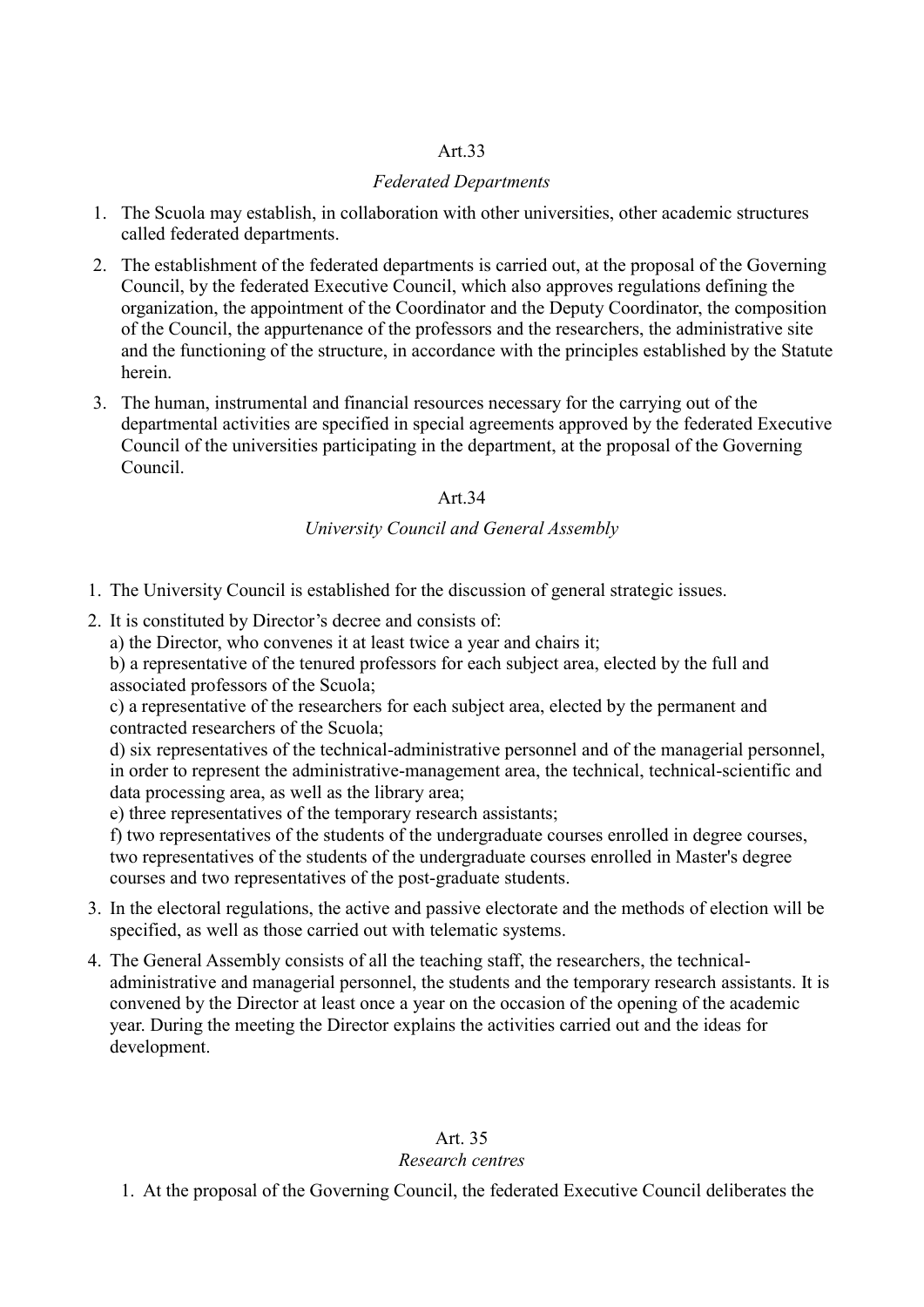## Art.33

### *Federated Departments*

1. The Scuola may establish, in collaboration with other universities, other academic structures called federated departments.
2. The establishment of the federated departments is carried out, at the proposal of the Governing Council, by the federated Executive Council, which also approves regulations defining the organization, the appointment of the Coordinator and the Deputy Coordinator, the composition of the Council, the appurtenance of the professors and the researchers, the administrative site and the functioning of the structure, in accordance with the principles established by the Statute herein.
3. The human, instrumental and financial resources necessary for the carrying out of the departmental activities are specified in special agreements approved by the federated Executive Council of the universities participating in the department, at the proposal of the Governing Council.

## Art.34

### *University Council and General Assembly*

1. The University Council is established for the discussion of general strategic issues.
2. It is constituted by Director's decree and consists of:
   a) the Director, who convenes it at least twice a year and chairs it;
   b) a representative of the tenured professors for each subject area, elected by the full and associated professors of the Scuola;
   c) a representative of the researchers for each subject area, elected by the permanent and contracted researchers of the Scuola;
   d) six representatives of the technical-administrative personnel and of the managerial personnel, in order to represent the administrative-management area, the technical, technical-scientific and data processing area, as well as the library area;
   e) three representatives of the temporary research assistants;
   f) two representatives of the students of the undergraduate courses enrolled in degree courses, two representatives of the students of the undergraduate courses enrolled in Master's degree courses and two representatives of the post-graduate students.
3. In the electoral regulations, the active and passive electorate and the methods of election will be specified, as well as those carried out with telematic systems.
4. The General Assembly consists of all the teaching staff, the researchers, the technical-administrative and managerial personnel, the students and the temporary research assistants. It is convened by the Director at least once a year on the occasion of the opening of the academic year. During the meeting the Director explains the activities carried out and the ideas for development.

## Art. 35

### *Research centres*

1. At the proposal of the Governing Council, the federated Executive Council deliberates the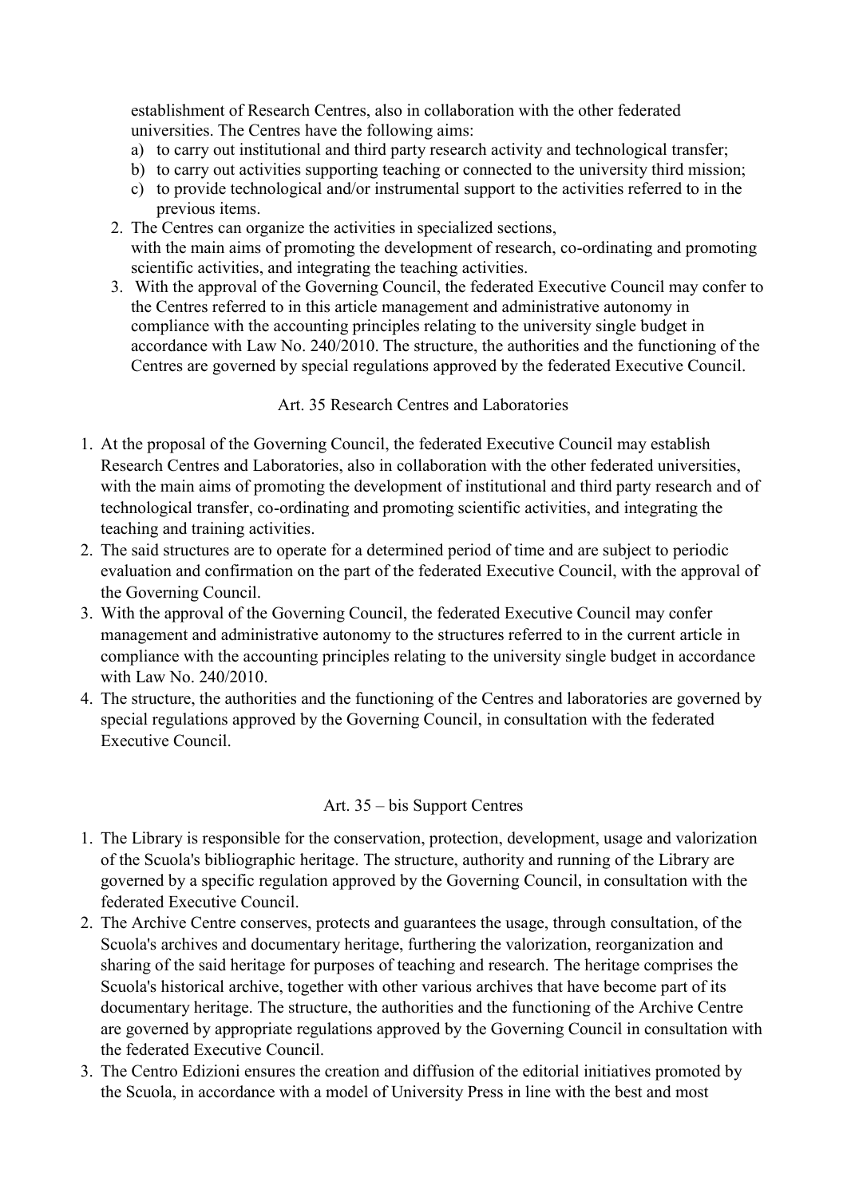establishment of Research Centres, also in collaboration with the other federated universities. The Centres have the following aims:

a) to carry out institutional and third party research activity and technological transfer;
b) to carry out activities supporting teaching or connected to the university third mission;
c) to provide technological and/or instrumental support to the activities referred to in the previous items.

2. The Centres can organize the activities in specialized sections, with the main aims of promoting the development of research, co-ordinating and promoting scientific activities, and integrating the teaching activities.
3. With the approval of the Governing Council, the federated Executive Council may confer to the Centres referred to in this article management and administrative autonomy in compliance with the accounting principles relating to the university single budget in accordance with Law No. 240/2010. The structure, the authorities and the functioning of the Centres are governed by special regulations approved by the federated Executive Council.

Art. 35 Research Centres and Laboratories

1. At the proposal of the Governing Council, the federated Executive Council may establish Research Centres and Laboratories, also in collaboration with the other federated universities, with the main aims of promoting the development of institutional and third party research and of technological transfer, co-ordinating and promoting scientific activities, and integrating the teaching and training activities.
2. The said structures are to operate for a determined period of time and are subject to periodic evaluation and confirmation on the part of the federated Executive Council, with the approval of the Governing Council.
3. With the approval of the Governing Council, the federated Executive Council may confer management and administrative autonomy to the structures referred to in the current article in compliance with the accounting principles relating to the university single budget in accordance with Law No. 240/2010.
4. The structure, the authorities and the functioning of the Centres and laboratories are governed by special regulations approved by the Governing Council, in consultation with the federated Executive Council.

Art. 35 – bis Support Centres

1. The Library is responsible for the conservation, protection, development, usage and valorization of the Scuola's bibliographic heritage. The structure, authority and running of the Library are governed by a specific regulation approved by the Governing Council, in consultation with the federated Executive Council.
2. The Archive Centre conserves, protects and guarantees the usage, through consultation, of the Scuola's archives and documentary heritage, furthering the valorization, reorganization and sharing of the said heritage for purposes of teaching and research. The heritage comprises the Scuola's historical archive, together with other various archives that have become part of its documentary heritage. The structure, the authorities and the functioning of the Archive Centre are governed by appropriate regulations approved by the Governing Council in consultation with the federated Executive Council.
3. The Centro Edizioni ensures the creation and diffusion of the editorial initiatives promoted by the Scuola, in accordance with a model of University Press in line with the best and most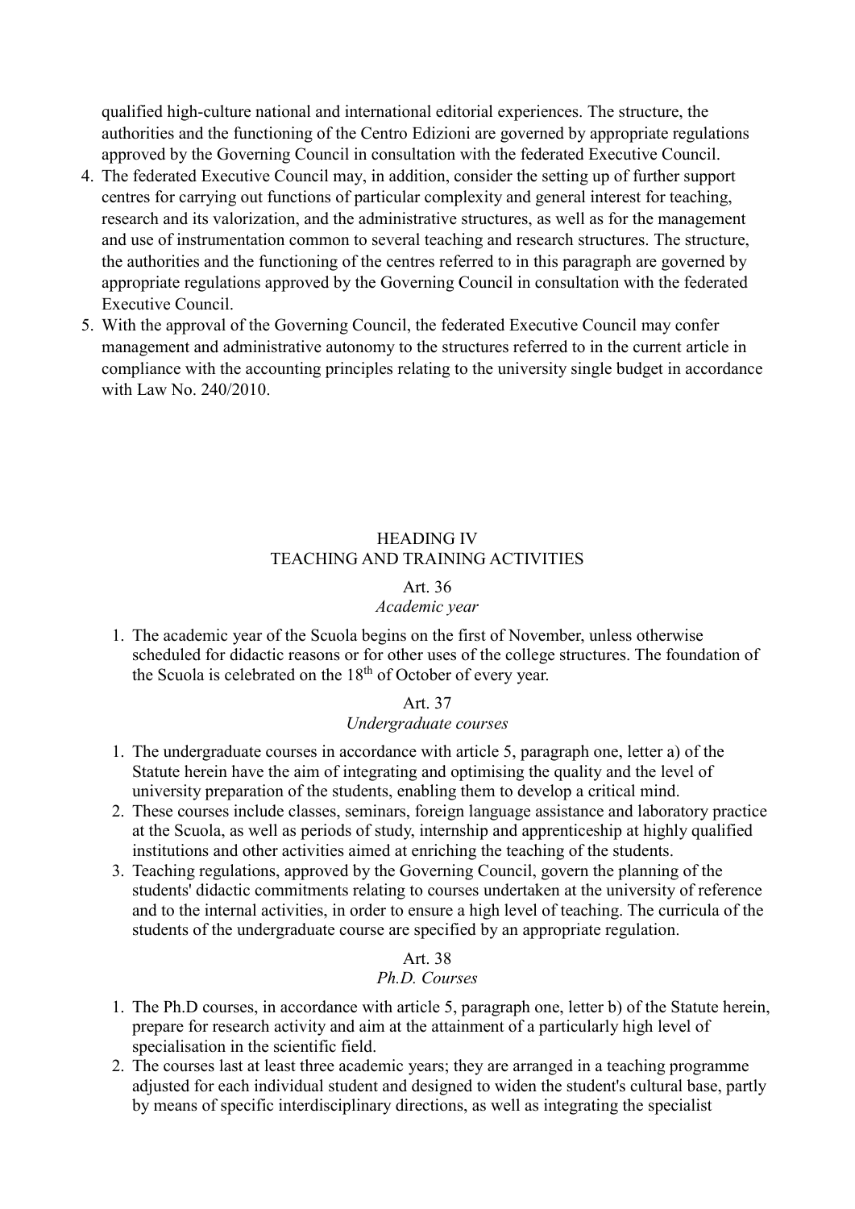qualified high-culture national and international editorial experiences. The structure, the authorities and the functioning of the Centro Edizioni are governed by appropriate regulations approved by the Governing Council in consultation with the federated Executive Council.

4. The federated Executive Council may, in addition, consider the setting up of further support centres for carrying out functions of particular complexity and general interest for teaching, research and its valorization, and the administrative structures, as well as for the management and use of instrumentation common to several teaching and research structures. The structure, the authorities and the functioning of the centres referred to in this paragraph are governed by appropriate regulations approved by the Governing Council in consultation with the federated Executive Council.
5. With the approval of the Governing Council, the federated Executive Council may confer management and administrative autonomy to the structures referred to in the current article in compliance with the accounting principles relating to the university single budget in accordance with Law No. 240/2010.

## HEADING IV
## TEACHING AND TRAINING ACTIVITIES

### Art. 36
*Academic year*

1. The academic year of the Scuola begins on the first of November, unless otherwise scheduled for didactic reasons or for other uses of the college structures. The foundation of the Scuola is celebrated on the 18th of October of every year.

### Art. 37
*Undergraduate courses*

1. The undergraduate courses in accordance with article 5, paragraph one, letter a) of the Statute herein have the aim of integrating and optimising the quality and the level of university preparation of the students, enabling them to develop a critical mind.
2. These courses include classes, seminars, foreign language assistance and laboratory practice at the Scuola, as well as periods of study, internship and apprenticeship at highly qualified institutions and other activities aimed at enriching the teaching of the students.
3. Teaching regulations, approved by the Governing Council, govern the planning of the students' didactic commitments relating to courses undertaken at the university of reference and to the internal activities, in order to ensure a high level of teaching. The curricula of the students of the undergraduate course are specified by an appropriate regulation.

### Art. 38
*Ph.D. Courses*

1. The Ph.D courses, in accordance with article 5, paragraph one, letter b) of the Statute herein, prepare for research activity and aim at the attainment of a particularly high level of specialisation in the scientific field.
2. The courses last at least three academic years; they are arranged in a teaching programme adjusted for each individual student and designed to widen the student's cultural base, partly by means of specific interdisciplinary directions, as well as integrating the specialist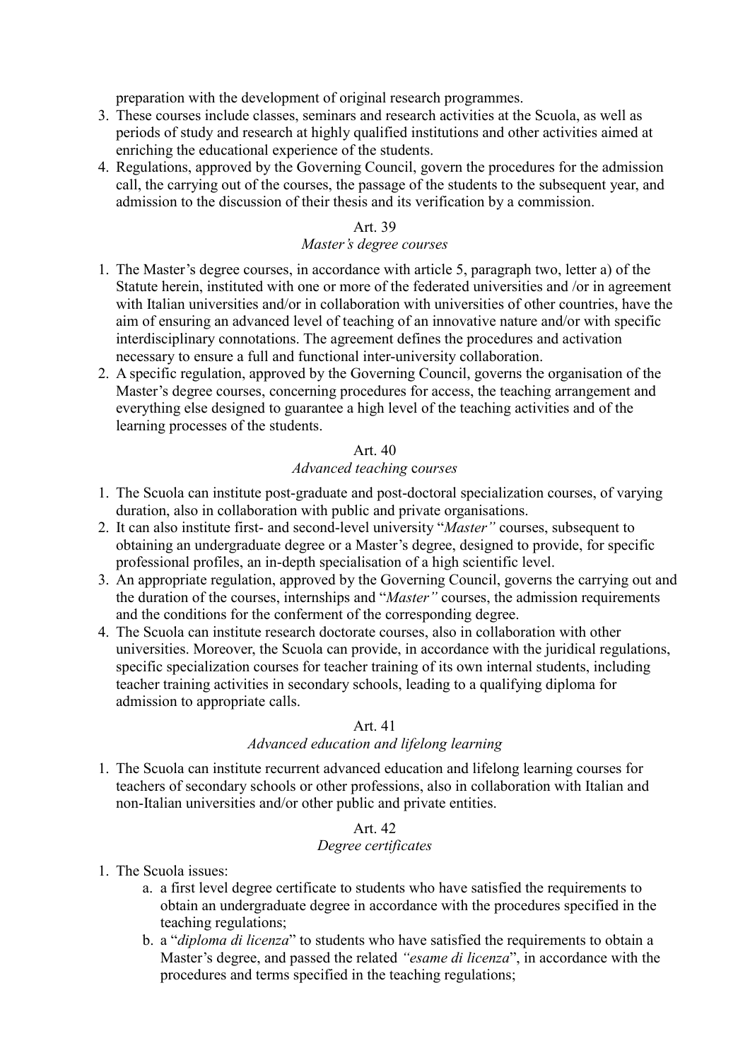preparation with the development of original research programmes.

3. These courses include classes, seminars and research activities at the Scuola, as well as periods of study and research at highly qualified institutions and other activities aimed at enriching the educational experience of the students.
4. Regulations, approved by the Governing Council, govern the procedures for the admission call, the carrying out of the courses, the passage of the students to the subsequent year, and admission to the discussion of their thesis and its verification by a commission.

### Art. 39
*Master's degree courses*

1. The Master's degree courses, in accordance with article 5, paragraph two, letter a) of the Statute herein, instituted with one or more of the federated universities and /or in agreement with Italian universities and/or in collaboration with universities of other countries, have the aim of ensuring an advanced level of teaching of an innovative nature and/or with specific interdisciplinary connotations. The agreement defines the procedures and activation necessary to ensure a full and functional inter-university collaboration.
2. A specific regulation, approved by the Governing Council, governs the organisation of the Master's degree courses, concerning procedures for access, the teaching arrangement and everything else designed to guarantee a high level of the teaching activities and of the learning processes of the students.

### Art. 40
*Advanced teaching* c*ourses*

1. The Scuola can institute post-graduate and post-doctoral specialization courses, of varying duration, also in collaboration with public and private organisations.
2. It can also institute first- and second-level university "*Master"* courses, subsequent to obtaining an undergraduate degree or a Master's degree, designed to provide, for specific professional profiles, an in-depth specialisation of a high scientific level.
3. An appropriate regulation, approved by the Governing Council, governs the carrying out and the duration of the courses, internships and "*Master"* courses, the admission requirements and the conditions for the conferment of the corresponding degree.
4. The Scuola can institute research doctorate courses, also in collaboration with other universities. Moreover, the Scuola can provide, in accordance with the juridical regulations, specific specialization courses for teacher training of its own internal students, including teacher training activities in secondary schools, leading to a qualifying diploma for admission to appropriate calls.

### Art. 41
*Advanced education and lifelong learning*

1. The Scuola can institute recurrent advanced education and lifelong learning courses for teachers of secondary schools or other professions, also in collaboration with Italian and non-Italian universities and/or other public and private entities.

### Art. 42
*Degree certificates*

1. The Scuola issues:
   a. a first level degree certificate to students who have satisfied the requirements to obtain an undergraduate degree in accordance with the procedures specified in the teaching regulations;
   b. a "*diploma di licenza*" to students who have satisfied the requirements to obtain a Master's degree, and passed the related *"esame di licenza*", in accordance with the procedures and terms specified in the teaching regulations;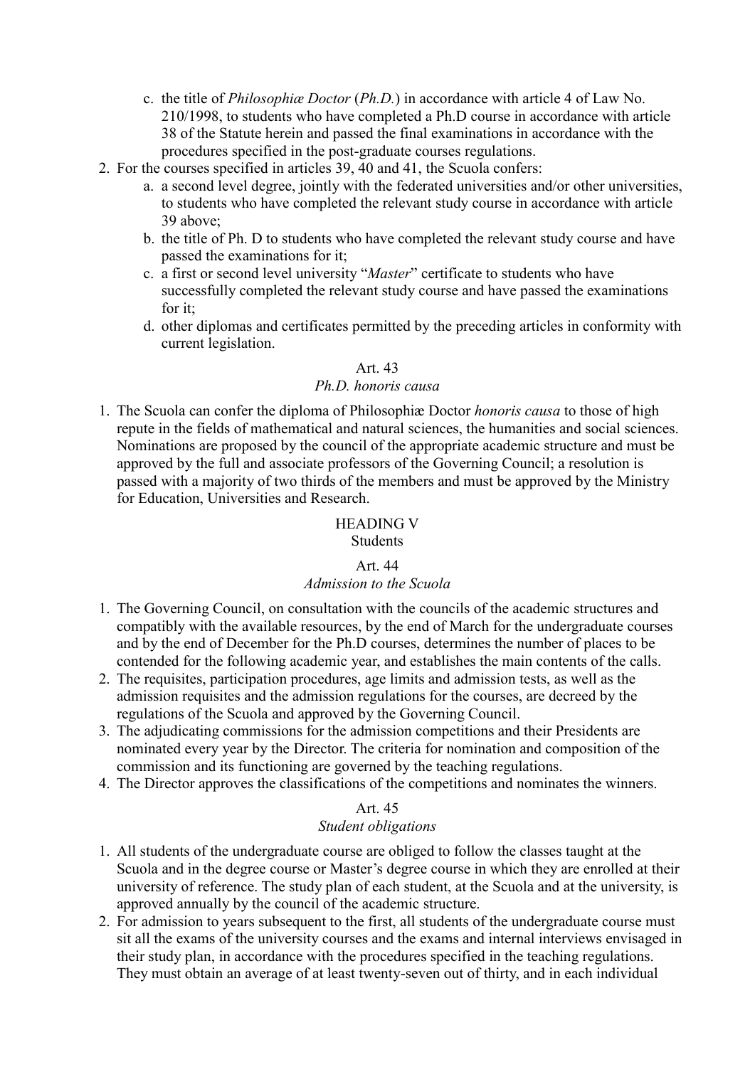c. the title of *Philosophiæ Doctor* (*Ph.D.*) in accordance with article 4 of Law No. 210/1998, to students who have completed a Ph.D course in accordance with article 38 of the Statute herein and passed the final examinations in accordance with the procedures specified in the post-graduate courses regulations.
2. For the courses specified in articles 39, 40 and 41, the Scuola confers:
   a. a second level degree, jointly with the federated universities and/or other universities, to students who have completed the relevant study course in accordance with article 39 above;
   b. the title of Ph. D to students who have completed the relevant study course and have passed the examinations for it;
   c. a first or second level university "*Master*" certificate to students who have successfully completed the relevant study course and have passed the examinations for it;
   d. other diplomas and certificates permitted by the preceding articles in conformity with current legislation.

### Art. 43
*Ph.D. honoris causa*

1. The Scuola can confer the diploma of Philosophiæ Doctor *honoris causa* to those of high repute in the fields of mathematical and natural sciences, the humanities and social sciences. Nominations are proposed by the council of the appropriate academic structure and must be approved by the full and associate professors of the Governing Council; a resolution is passed with a majority of two thirds of the members and must be approved by the Ministry for Education, Universities and Research.

## HEADING V
Students

### Art. 44
*Admission to the Scuola*

1. The Governing Council, on consultation with the councils of the academic structures and compatibly with the available resources, by the end of March for the undergraduate courses and by the end of December for the Ph.D courses, determines the number of places to be contended for the following academic year, and establishes the main contents of the calls.
2. The requisites, participation procedures, age limits and admission tests, as well as the admission requisites and the admission regulations for the courses, are decreed by the regulations of the Scuola and approved by the Governing Council.
3. The adjudicating commissions for the admission competitions and their Presidents are nominated every year by the Director. The criteria for nomination and composition of the commission and its functioning are governed by the teaching regulations.
4. The Director approves the classifications of the competitions and nominates the winners.

### Art. 45
*Student obligations*

1. All students of the undergraduate course are obliged to follow the classes taught at the Scuola and in the degree course or Master's degree course in which they are enrolled at their university of reference. The study plan of each student, at the Scuola and at the university, is approved annually by the council of the academic structure.
2. For admission to years subsequent to the first, all students of the undergraduate course must sit all the exams of the university courses and the exams and internal interviews envisaged in their study plan, in accordance with the procedures specified in the teaching regulations. They must obtain an average of at least twenty-seven out of thirty, and in each individual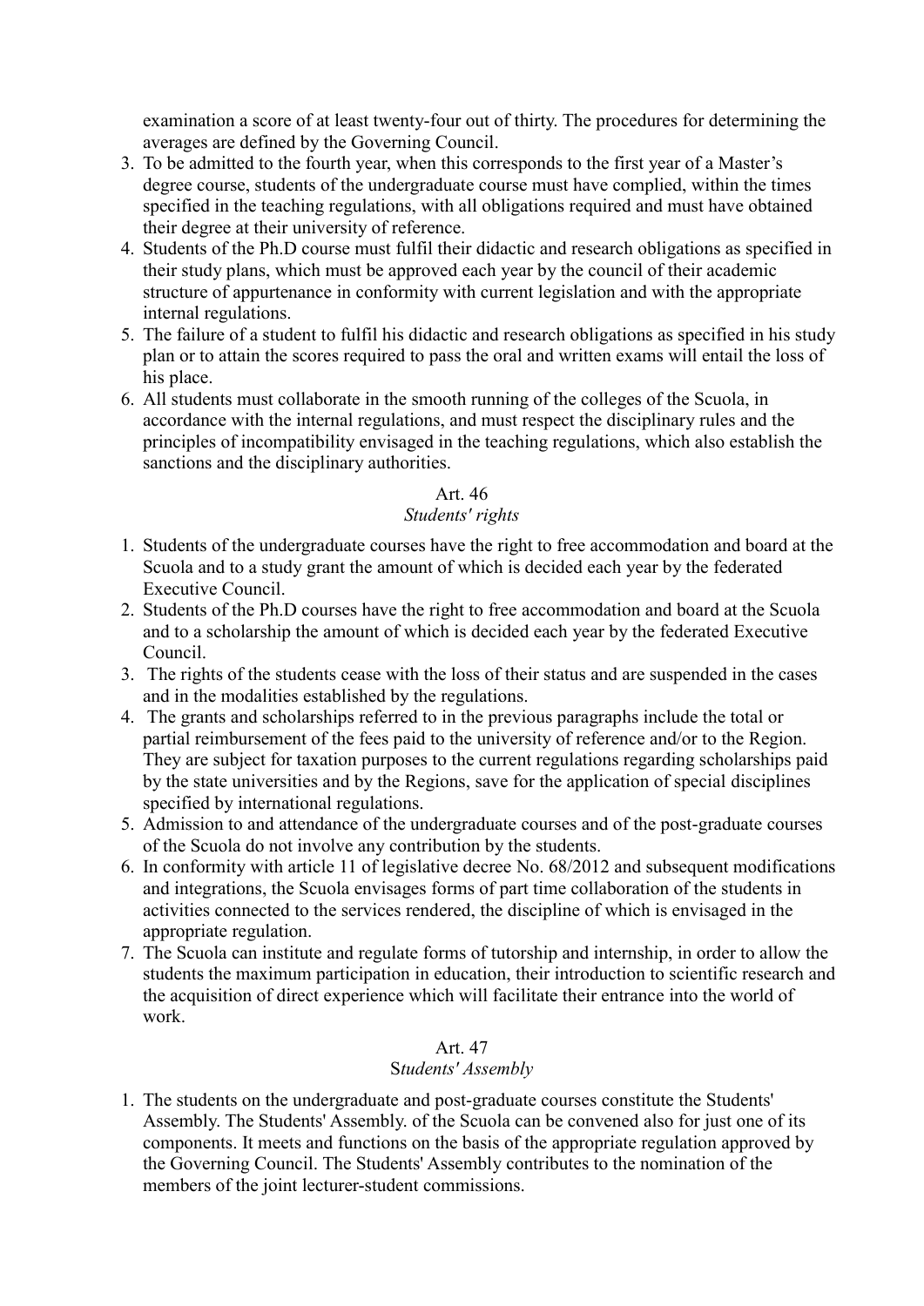examination a score of at least twenty-four out of thirty. The procedures for determining the averages are defined by the Governing Council.

3. To be admitted to the fourth year, when this corresponds to the first year of a Master's degree course, students of the undergraduate course must have complied, within the times specified in the teaching regulations, with all obligations required and must have obtained their degree at their university of reference.
4. Students of the Ph.D course must fulfil their didactic and research obligations as specified in their study plans, which must be approved each year by the council of their academic structure of appurtenance in conformity with current legislation and with the appropriate internal regulations.
5. The failure of a student to fulfil his didactic and research obligations as specified in his study plan or to attain the scores required to pass the oral and written exams will entail the loss of his place.
6. All students must collaborate in the smooth running of the colleges of the Scuola, in accordance with the internal regulations, and must respect the disciplinary rules and the principles of incompatibility envisaged in the teaching regulations, which also establish the sanctions and the disciplinary authorities.

### Art. 46
*Students' rights*

1. Students of the undergraduate courses have the right to free accommodation and board at the Scuola and to a study grant the amount of which is decided each year by the federated Executive Council.
2. Students of the Ph.D courses have the right to free accommodation and board at the Scuola and to a scholarship the amount of which is decided each year by the federated Executive Council.
3. The rights of the students cease with the loss of their status and are suspended in the cases and in the modalities established by the regulations.
4. The grants and scholarships referred to in the previous paragraphs include the total or partial reimbursement of the fees paid to the university of reference and/or to the Region. They are subject for taxation purposes to the current regulations regarding scholarships paid by the state universities and by the Regions, save for the application of special disciplines specified by international regulations.
5. Admission to and attendance of the undergraduate courses and of the post-graduate courses of the Scuola do not involve any contribution by the students.
6. In conformity with article 11 of legislative decree No. 68/2012 and subsequent modifications and integrations, the Scuola envisages forms of part time collaboration of the students in activities connected to the services rendered, the discipline of which is envisaged in the appropriate regulation.
7. The Scuola can institute and regulate forms of tutorship and internship, in order to allow the students the maximum participation in education, their introduction to scientific research and the acquisition of direct experience which will facilitate their entrance into the world of work.

### Art. 47
S*tudents' Assembly*

1. The students on the undergraduate and post-graduate courses constitute the Students' Assembly. The Students' Assembly. of the Scuola can be convened also for just one of its components. It meets and functions on the basis of the appropriate regulation approved by the Governing Council. The Students' Assembly contributes to the nomination of the members of the joint lecturer-student commissions.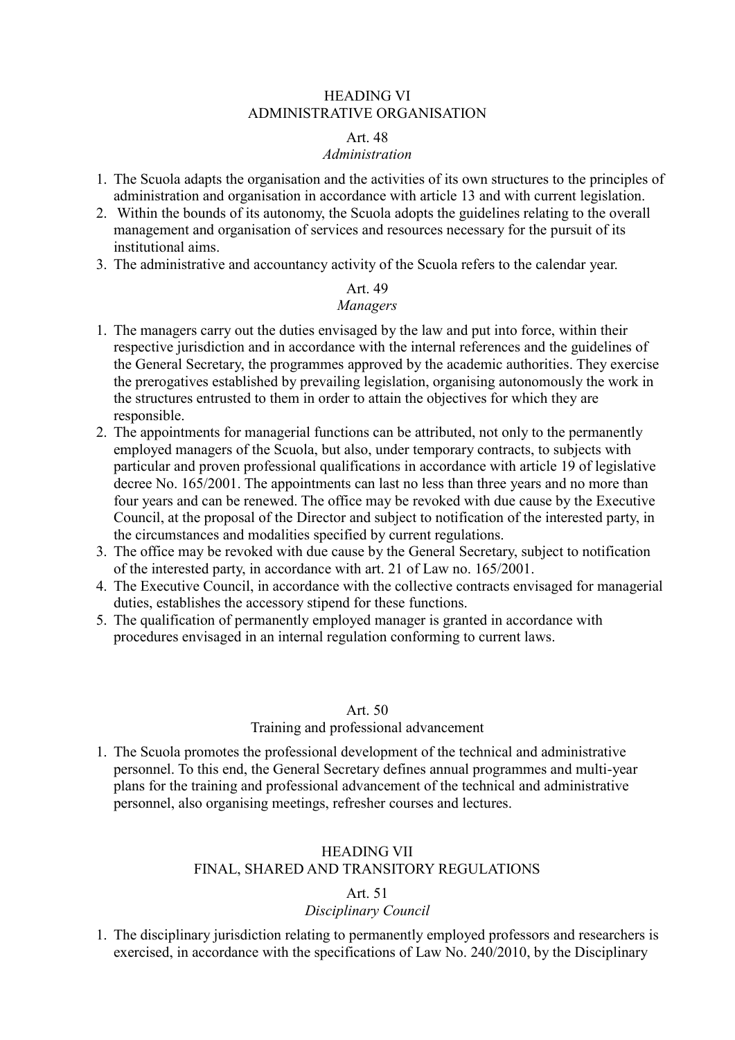## HEADING VI
## ADMINISTRATIVE ORGANISATION

### Art. 48
*Administration*

1. The Scuola adapts the organisation and the activities of its own structures to the principles of administration and organisation in accordance with article 13 and with current legislation.
2. Within the bounds of its autonomy, the Scuola adopts the guidelines relating to the overall management and organisation of services and resources necessary for the pursuit of its institutional aims.
3. The administrative and accountancy activity of the Scuola refers to the calendar year.

### Art. 49
*Managers*

1. The managers carry out the duties envisaged by the law and put into force, within their respective jurisdiction and in accordance with the internal references and the guidelines of the General Secretary, the programmes approved by the academic authorities. They exercise the prerogatives established by prevailing legislation, organising autonomously the work in the structures entrusted to them in order to attain the objectives for which they are responsible.
2. The appointments for managerial functions can be attributed, not only to the permanently employed managers of the Scuola, but also, under temporary contracts, to subjects with particular and proven professional qualifications in accordance with article 19 of legislative decree No. 165/2001. The appointments can last no less than three years and no more than four years and can be renewed. The office may be revoked with due cause by the Executive Council, at the proposal of the Director and subject to notification of the interested party, in the circumstances and modalities specified by current regulations.
3. The office may be revoked with due cause by the General Secretary, subject to notification of the interested party, in accordance with art. 21 of Law no. 165/2001.
4. The Executive Council, in accordance with the collective contracts envisaged for managerial duties, establishes the accessory stipend for these functions.
5. The qualification of permanently employed manager is granted in accordance with procedures envisaged in an internal regulation conforming to current laws.

### Art. 50
Training and professional advancement

1. The Scuola promotes the professional development of the technical and administrative personnel. To this end, the General Secretary defines annual programmes and multi-year plans for the training and professional advancement of the technical and administrative personnel, also organising meetings, refresher courses and lectures.

## HEADING VII
## FINAL, SHARED AND TRANSITORY REGULATIONS

### Art. 51
*Disciplinary Council*

1. The disciplinary jurisdiction relating to permanently employed professors and researchers is exercised, in accordance with the specifications of Law No. 240/2010, by the Disciplinary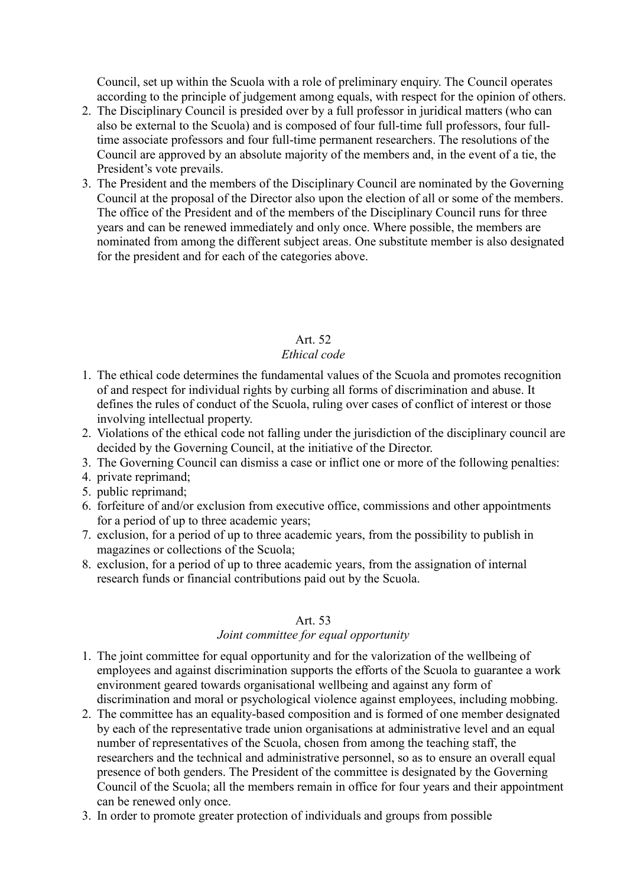Council, set up within the Scuola with a role of preliminary enquiry. The Council operates according to the principle of judgement among equals, with respect for the opinion of others.

2. The Disciplinary Council is presided over by a full professor in juridical matters (who can also be external to the Scuola) and is composed of four full-time full professors, four full-time associate professors and four full-time permanent researchers. The resolutions of the Council are approved by an absolute majority of the members and, in the event of a tie, the President's vote prevails.
3. The President and the members of the Disciplinary Council are nominated by the Governing Council at the proposal of the Director also upon the election of all or some of the members. The office of the President and of the members of the Disciplinary Council runs for three years and can be renewed immediately and only once. Where possible, the members are nominated from among the different subject areas. One substitute member is also designated for the president and for each of the categories above.

### Art. 52
*Ethical code*

1. The ethical code determines the fundamental values of the Scuola and promotes recognition of and respect for individual rights by curbing all forms of discrimination and abuse. It defines the rules of conduct of the Scuola, ruling over cases of conflict of interest or those involving intellectual property.
2. Violations of the ethical code not falling under the jurisdiction of the disciplinary council are decided by the Governing Council, at the initiative of the Director.
3. The Governing Council can dismiss a case or inflict one or more of the following penalties:
4. private reprimand;
5. public reprimand;
6. forfeiture of and/or exclusion from executive office, commissions and other appointments for a period of up to three academic years;
7. exclusion, for a period of up to three academic years, from the possibility to publish in magazines or collections of the Scuola;
8. exclusion, for a period of up to three academic years, from the assignation of internal research funds or financial contributions paid out by the Scuola.

### Art. 53
*Joint committee for equal opportunity*

1. The joint committee for equal opportunity and for the valorization of the wellbeing of employees and against discrimination supports the efforts of the Scuola to guarantee a work environment geared towards organisational wellbeing and against any form of discrimination and moral or psychological violence against employees, including mobbing.
2. The committee has an equality-based composition and is formed of one member designated by each of the representative trade union organisations at administrative level and an equal number of representatives of the Scuola, chosen from among the teaching staff, the researchers and the technical and administrative personnel, so as to ensure an overall equal presence of both genders. The President of the committee is designated by the Governing Council of the Scuola; all the members remain in office for four years and their appointment can be renewed only once.
3. In order to promote greater protection of individuals and groups from possible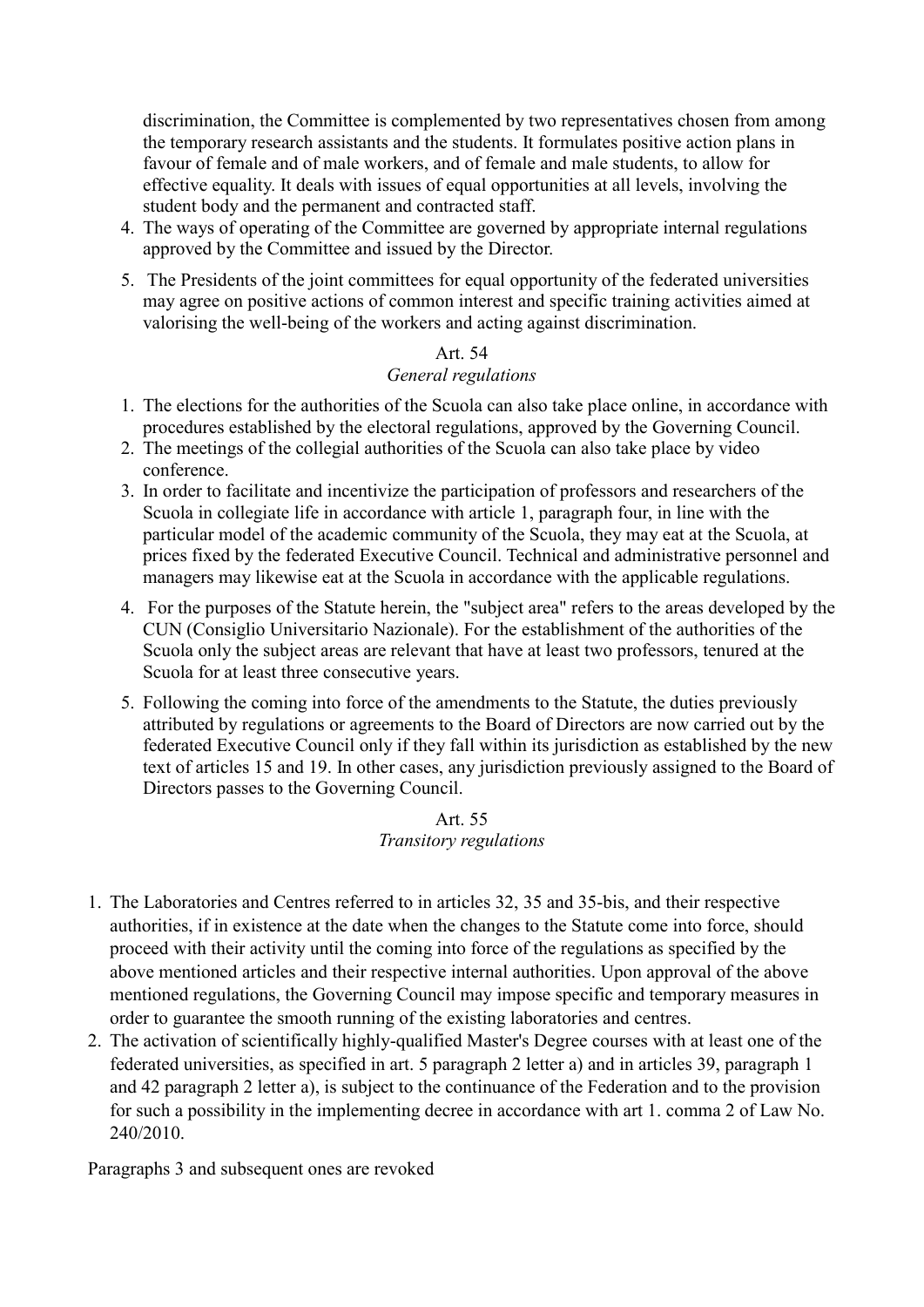discrimination, the Committee is complemented by two representatives chosen from among the temporary research assistants and the students. It formulates positive action plans in favour of female and of male workers, and of female and male students, to allow for effective equality. It deals with issues of equal opportunities at all levels, involving the student body and the permanent and contracted staff.

4. The ways of operating of the Committee are governed by appropriate internal regulations approved by the Committee and issued by the Director.
5. The Presidents of the joint committees for equal opportunity of the federated universities may agree on positive actions of common interest and specific training activities aimed at valorising the well-being of the workers and acting against discrimination.

### Art. 54
*General regulations*

1. The elections for the authorities of the Scuola can also take place online, in accordance with procedures established by the electoral regulations, approved by the Governing Council.
2. The meetings of the collegial authorities of the Scuola can also take place by video conference.
3. In order to facilitate and incentivize the participation of professors and researchers of the Scuola in collegiate life in accordance with article 1, paragraph four, in line with the particular model of the academic community of the Scuola, they may eat at the Scuola, at prices fixed by the federated Executive Council. Technical and administrative personnel and managers may likewise eat at the Scuola in accordance with the applicable regulations.
4. For the purposes of the Statute herein, the "subject area" refers to the areas developed by the CUN (Consiglio Universitario Nazionale). For the establishment of the authorities of the Scuola only the subject areas are relevant that have at least two professors, tenured at the Scuola for at least three consecutive years.
5. Following the coming into force of the amendments to the Statute, the duties previously attributed by regulations or agreements to the Board of Directors are now carried out by the federated Executive Council only if they fall within its jurisdiction as established by the new text of articles 15 and 19. In other cases, any jurisdiction previously assigned to the Board of Directors passes to the Governing Council.

### Art. 55
*Transitory regulations*

1. The Laboratories and Centres referred to in articles 32, 35 and 35-bis, and their respective authorities, if in existence at the date when the changes to the Statute come into force, should proceed with their activity until the coming into force of the regulations as specified by the above mentioned articles and their respective internal authorities. Upon approval of the above mentioned regulations, the Governing Council may impose specific and temporary measures in order to guarantee the smooth running of the existing laboratories and centres.
2. The activation of scientifically highly-qualified Master's Degree courses with at least one of the federated universities, as specified in art. 5 paragraph 2 letter a) and in articles 39, paragraph 1 and 42 paragraph 2 letter a), is subject to the continuance of the Federation and to the provision for such a possibility in the implementing decree in accordance with art 1. comma 2 of Law No. 240/2010.

Paragraphs 3 and subsequent ones are revoked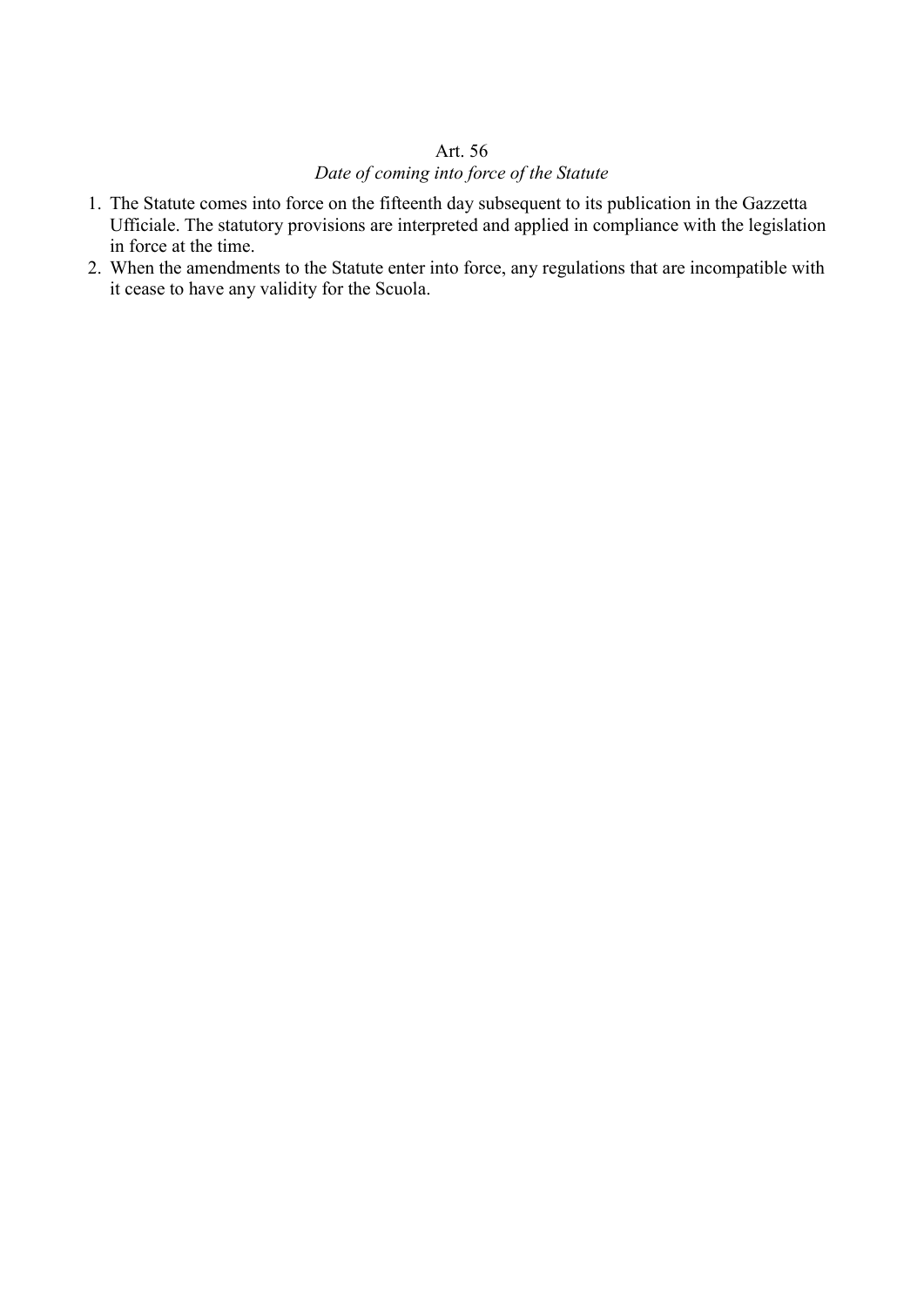### Art. 56
*Date of coming into force of the Statute*

1. The Statute comes into force on the fifteenth day subsequent to its publication in the Gazzetta Ufficiale. The statutory provisions are interpreted and applied in compliance with the legislation in force at the time.
2. When the amendments to the Statute enter into force, any regulations that are incompatible with it cease to have any validity for the Scuola.